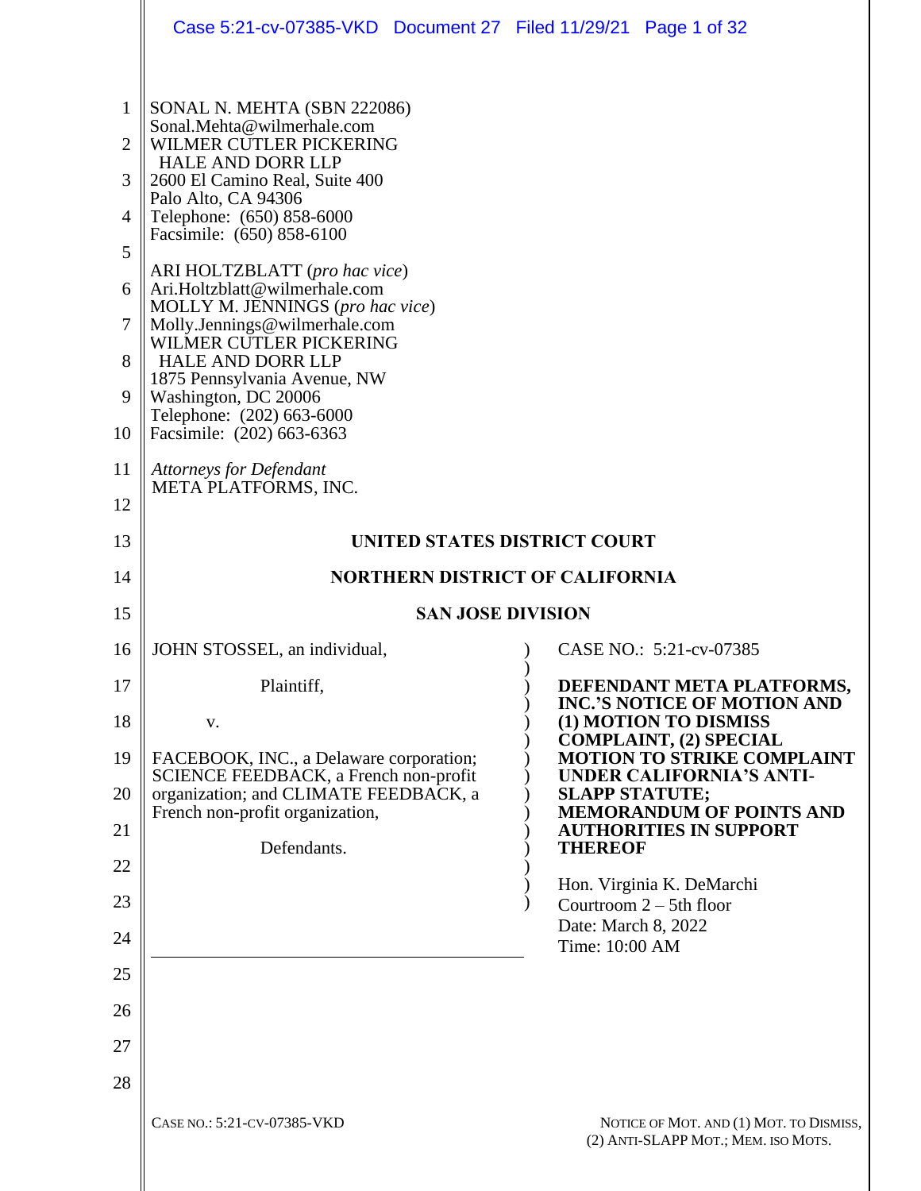SONAL N. MEHTA (SBN 222086)
Sonal.Mehta@wilmerhale.com
WILMER CUTLER PICKERING
HALE AND DORR LLP
2600 El Camino Real, Suite 400
Palo Alto, CA 94306
Telephone: (650) 858-6000
Facsimile: (650) 858-6100

ARI HOLTZBLATT (*pro hac vice*)
Ari.Holtzblatt@wilmerhale.com
MOLLY M. JENNINGS (*pro hac vice*)
Molly.Jennings@wilmerhale.com
WILMER CUTLER PICKERING
HALE AND DORR LLP
1875 Pennsylvania Avenue, NW
Washington, DC 20006
Telephone: (202) 663-6000
Facsimile: (202) 663-6363

*Attorneys for Defendant*
META PLATFORMS, INC.

**UNITED STATES DISTRICT COURT**

**NORTHERN DISTRICT OF CALIFORNIA**

**SAN JOSE DIVISION**

JOHN STOSSEL, an individual,

Plaintiff,

v.

FACEBOOK, INC., a Delaware corporation; SCIENCE FEEDBACK, a French non-profit organization; and CLIMATE FEEDBACK, a French non-profit organization,

Defendants.

CASE NO.: 5:21-cv-07385

**DEFENDANT META PLATFORMS, INC.'S NOTICE OF MOTION AND (1) MOTION TO DISMISS COMPLAINT, (2) SPECIAL MOTION TO STRIKE COMPLAINT UNDER CALIFORNIA'S ANTI-SLAPP STATUTE; MEMORANDUM OF POINTS AND AUTHORITIES IN SUPPORT THEREOF**

Hon. Virginia K. DeMarchi
Courtroom 2 – 5th floor
Date: March 8, 2022
Time: 10:00 AM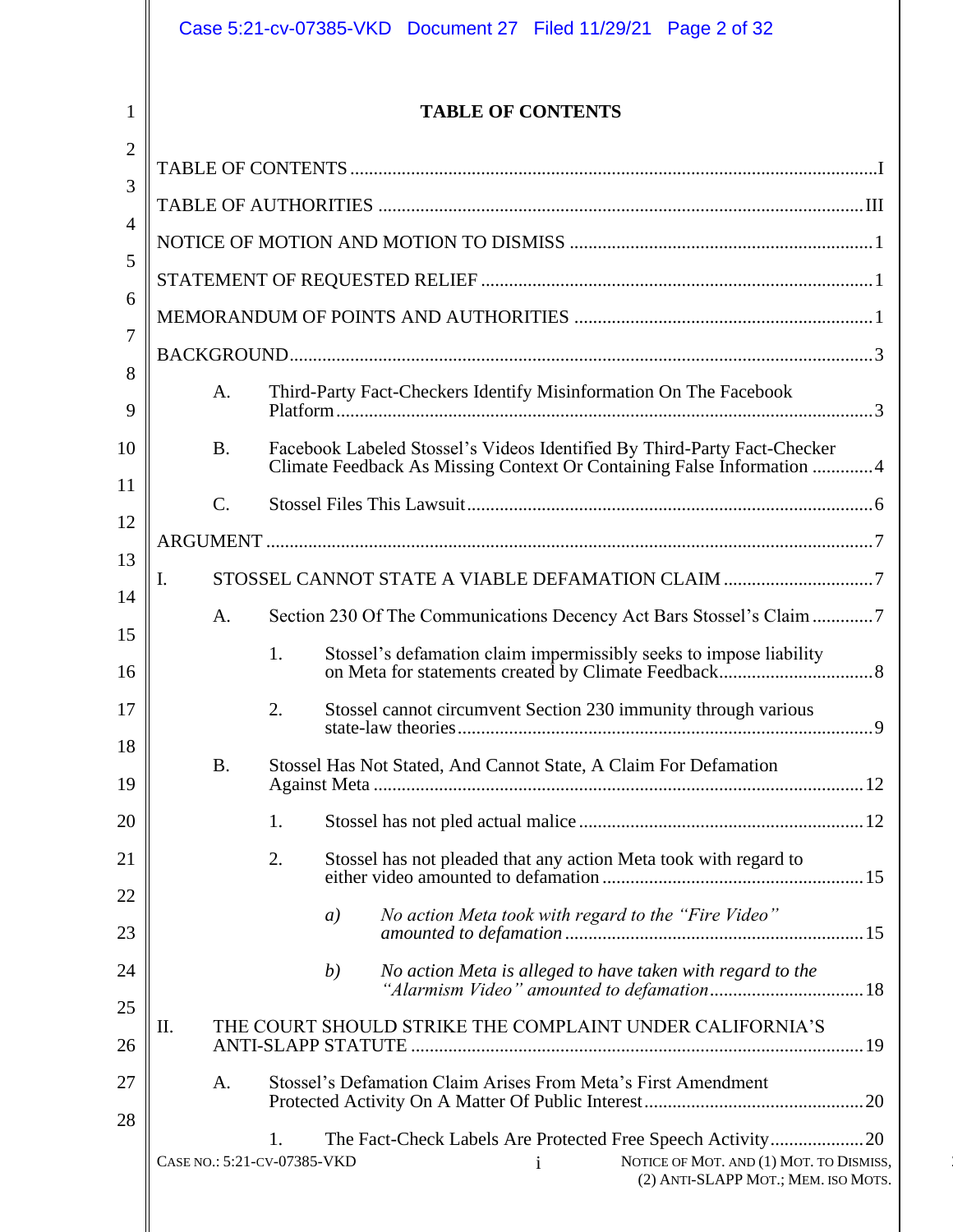# TABLE OF CONTENTS

TABLE OF CONTENTS ..... I

TABLE OF AUTHORITIES ..... III

NOTICE OF MOTION AND MOTION TO DISMISS ..... 1

STATEMENT OF REQUESTED RELIEF ..... 1

MEMORANDUM OF POINTS AND AUTHORITIES ..... 1

BACKGROUND ..... 3

- A. Third-Party Fact-Checkers Identify Misinformation On The Facebook Platform ..... 3
- B. Facebook Labeled Stossel's Videos Identified By Third-Party Fact-Checker Climate Feedback As Missing Context Or Containing False Information ..... 4
- C. Stossel Files This Lawsuit ..... 6

ARGUMENT ..... 7

I. STOSSEL CANNOT STATE A VIABLE DEFAMATION CLAIM ..... 7

- A. Section 230 Of The Communications Decency Act Bars Stossel's Claim ..... 7
  - 1. Stossel's defamation claim impermissibly seeks to impose liability on Meta for statements created by Climate Feedback ..... 8
  - 2. Stossel cannot circumvent Section 230 immunity through various state-law theories ..... 9
- B. Stossel Has Not Stated, And Cannot State, A Claim For Defamation Against Meta ..... 12
  - 1. Stossel has not pled actual malice ..... 12
  - 2. Stossel has not pleaded that any action Meta took with regard to either video amounted to defamation ..... 15
    - *a) No action Meta took with regard to the "Fire Video" amounted to defamation* ..... 15
    - *b) No action Meta is alleged to have taken with regard to the "Alarmism Video" amounted to defamation* ..... 18

II. THE COURT SHOULD STRIKE THE COMPLAINT UNDER CALIFORNIA'S ANTI-SLAPP STATUTE ..... 19

- A. Stossel's Defamation Claim Arises From Meta's First Amendment Protected Activity On A Matter Of Public Interest ..... 20
  - 1. The Fact-Check Labels Are Protected Free Speech Activity ..... 20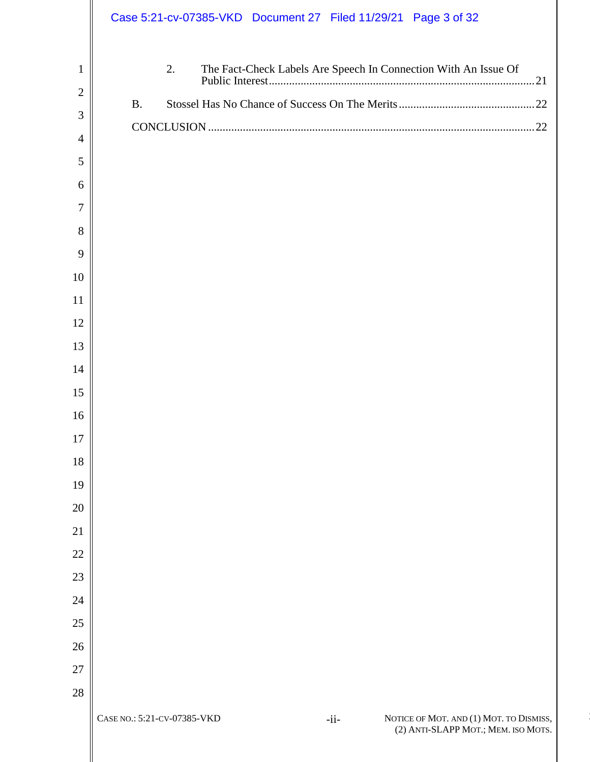2. The Fact-Check Labels Are Speech In Connection With An Issue Of Public Interest .......... 21

B. Stossel Has No Chance of Success On The Merits .......... 22

CONCLUSION .......... 22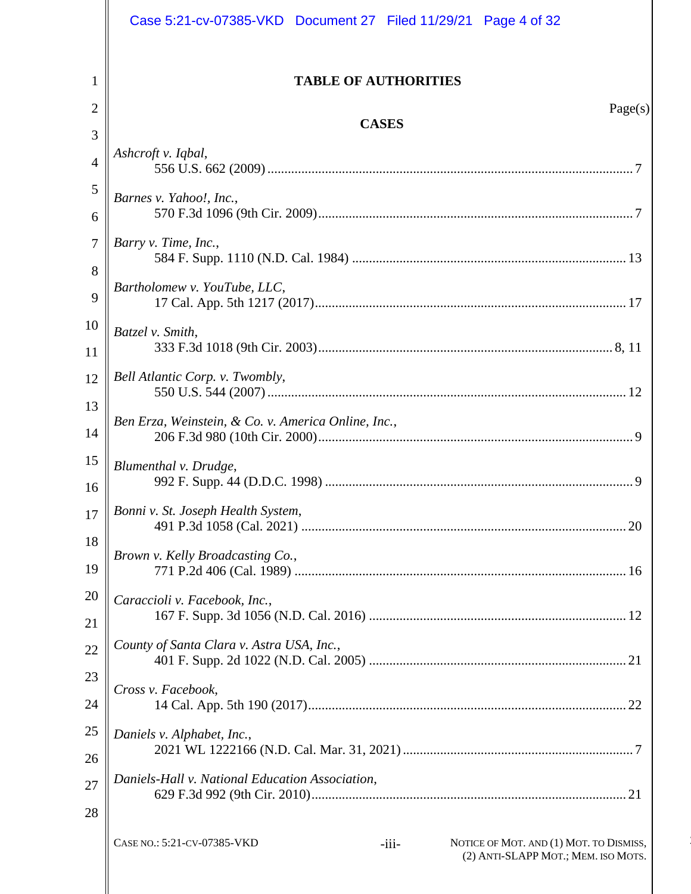# TABLE OF AUTHORITIES

Page(s)

## CASES

*Ashcroft v. Iqbal*,
556 U.S. 662 (2009) .......... 7

*Barnes v. Yahoo!, Inc.*,
570 F.3d 1096 (9th Cir. 2009) .......... 7

*Barry v. Time, Inc.*,
584 F. Supp. 1110 (N.D. Cal. 1984) .......... 13

*Bartholomew v. YouTube, LLC*,
17 Cal. App. 5th 1217 (2017) .......... 17

*Batzel v. Smith*,
333 F.3d 1018 (9th Cir. 2003) .......... 8, 11

*Bell Atlantic Corp. v. Twombly*,
550 U.S. 544 (2007) .......... 12

*Ben Erza, Weinstein, & Co. v. America Online, Inc.*,
206 F.3d 980 (10th Cir. 2000) .......... 9

*Blumenthal v. Drudge*,
992 F. Supp. 44 (D.D.C. 1998) .......... 9

*Bonni v. St. Joseph Health System*,
491 P.3d 1058 (Cal. 2021) .......... 20

*Brown v. Kelly Broadcasting Co.*,
771 P.2d 406 (Cal. 1989) .......... 16

*Caraccioli v. Facebook, Inc.*,
167 F. Supp. 3d 1056 (N.D. Cal. 2016) .......... 12

*County of Santa Clara v. Astra USA, Inc.*,
401 F. Supp. 2d 1022 (N.D. Cal. 2005) .......... 21

*Cross v. Facebook*,
14 Cal. App. 5th 190 (2017) .......... 22

*Daniels v. Alphabet, Inc.*,
2021 WL 1222166 (N.D. Cal. Mar. 31, 2021) .......... 7

*Daniels-Hall v. National Education Association*,
629 F.3d 992 (9th Cir. 2010) .......... 21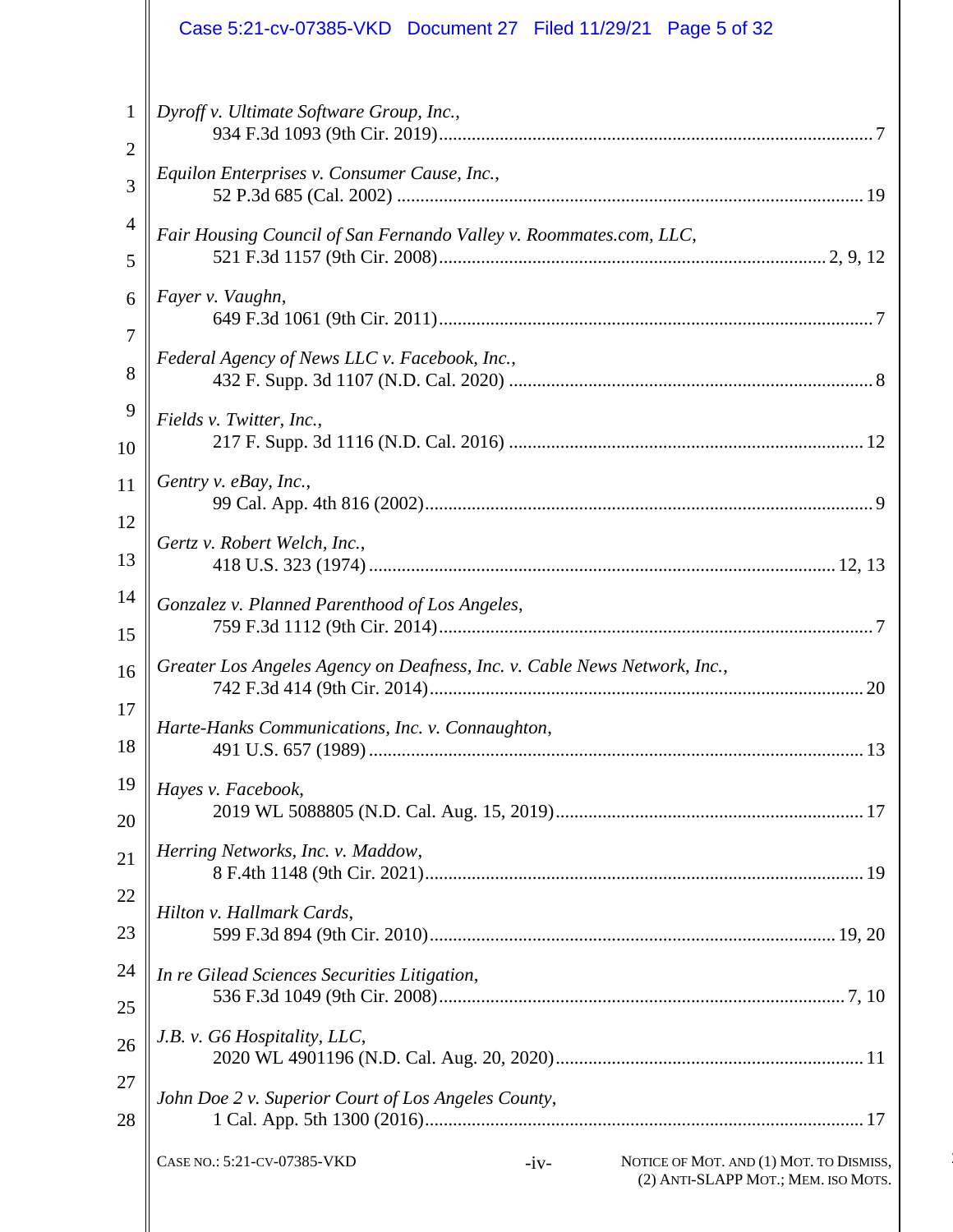*Dyroff v. Ultimate Software Group, Inc.*,
934 F.3d 1093 (9th Cir. 2019) ........................................................ 7

*Equilon Enterprises v. Consumer Cause, Inc.*,
52 P.3d 685 (Cal. 2002) ........................................................ 19

*Fair Housing Council of San Fernando Valley v. Roommates.com, LLC*,
521 F.3d 1157 (9th Cir. 2008) ........................................................ 2, 9, 12

*Fayer v. Vaughn*,
649 F.3d 1061 (9th Cir. 2011) ........................................................ 7

*Federal Agency of News LLC v. Facebook, Inc.*,
432 F. Supp. 3d 1107 (N.D. Cal. 2020) ........................................................ 8

*Fields v. Twitter, Inc.*,
217 F. Supp. 3d 1116 (N.D. Cal. 2016) ........................................................ 12

*Gentry v. eBay, Inc.*,
99 Cal. App. 4th 816 (2002) ........................................................ 9

*Gertz v. Robert Welch, Inc.*,
418 U.S. 323 (1974) ........................................................ 12, 13

*Gonzalez v. Planned Parenthood of Los Angeles*,
759 F.3d 1112 (9th Cir. 2014) ........................................................ 7

*Greater Los Angeles Agency on Deafness, Inc. v. Cable News Network, Inc.*,
742 F.3d 414 (9th Cir. 2014) ........................................................ 20

*Harte-Hanks Communications, Inc. v. Connaughton*,
491 U.S. 657 (1989) ........................................................ 13

*Hayes v. Facebook*,
2019 WL 5088805 (N.D. Cal. Aug. 15, 2019) ........................................................ 17

*Herring Networks, Inc. v. Maddow*,
8 F.4th 1148 (9th Cir. 2021) ........................................................ 19

*Hilton v. Hallmark Cards*,
599 F.3d 894 (9th Cir. 2010) ........................................................ 19, 20

*In re Gilead Sciences Securities Litigation*,
536 F.3d 1049 (9th Cir. 2008) ........................................................ 7, 10

*J.B. v. G6 Hospitality, LLC*,
2020 WL 4901196 (N.D. Cal. Aug. 20, 2020) ........................................................ 11

*John Doe 2 v. Superior Court of Los Angeles County*,
1 Cal. App. 5th 1300 (2016) ........................................................ 17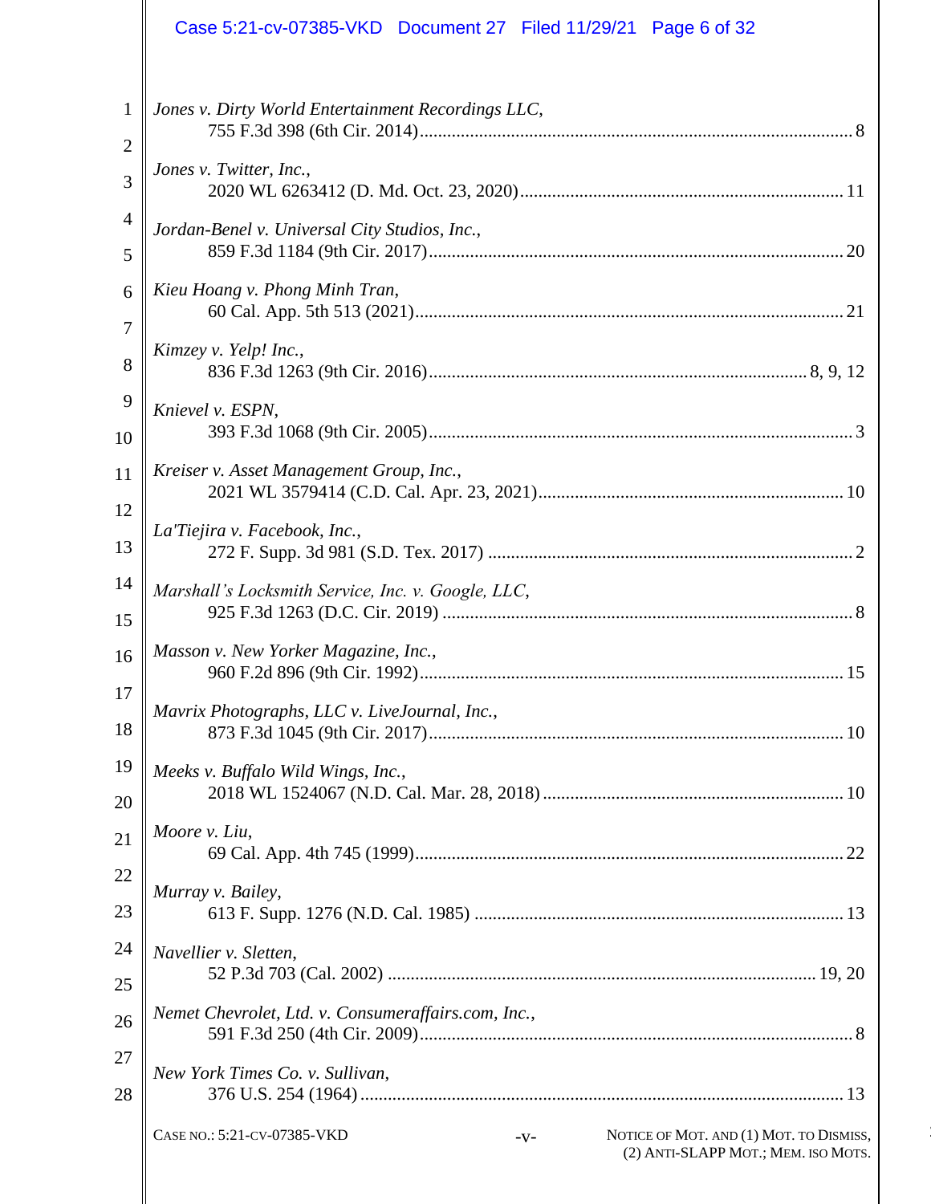*Jones v. Dirty World Entertainment Recordings LLC*,
755 F.3d 398 (6th Cir. 2014) .......... 8

*Jones v. Twitter, Inc.*,
2020 WL 6263412 (D. Md. Oct. 23, 2020) .......... 11

*Jordan-Benel v. Universal City Studios, Inc.*,
859 F.3d 1184 (9th Cir. 2017) .......... 20

*Kieu Hoang v. Phong Minh Tran*,
60 Cal. App. 5th 513 (2021) .......... 21

*Kimzey v. Yelp! Inc.*,
836 F.3d 1263 (9th Cir. 2016) .......... 8, 9, 12

*Knievel v. ESPN*,
393 F.3d 1068 (9th Cir. 2005) .......... 3

*Kreiser v. Asset Management Group, Inc.*,
2021 WL 3579414 (C.D. Cal. Apr. 23, 2021) .......... 10

*La'Tiejira v. Facebook, Inc.*,
272 F. Supp. 3d 981 (S.D. Tex. 2017) .......... 2

*Marshall's Locksmith Service, Inc. v. Google, LLC*,
925 F.3d 1263 (D.C. Cir. 2019) .......... 8

*Masson v. New Yorker Magazine, Inc.*,
960 F.2d 896 (9th Cir. 1992) .......... 15

*Mavrix Photographs, LLC v. LiveJournal, Inc.*,
873 F.3d 1045 (9th Cir. 2017) .......... 10

*Meeks v. Buffalo Wild Wings, Inc.*,
2018 WL 1524067 (N.D. Cal. Mar. 28, 2018) .......... 10

*Moore v. Liu*,
69 Cal. App. 4th 745 (1999) .......... 22

*Murray v. Bailey*,
613 F. Supp. 1276 (N.D. Cal. 1985) .......... 13

*Navellier v. Sletten*,
52 P.3d 703 (Cal. 2002) .......... 19, 20

*Nemet Chevrolet, Ltd. v. Consumeraffairs.com, Inc.*,
591 F.3d 250 (4th Cir. 2009) .......... 8

*New York Times Co. v. Sullivan*,
376 U.S. 254 (1964) .......... 13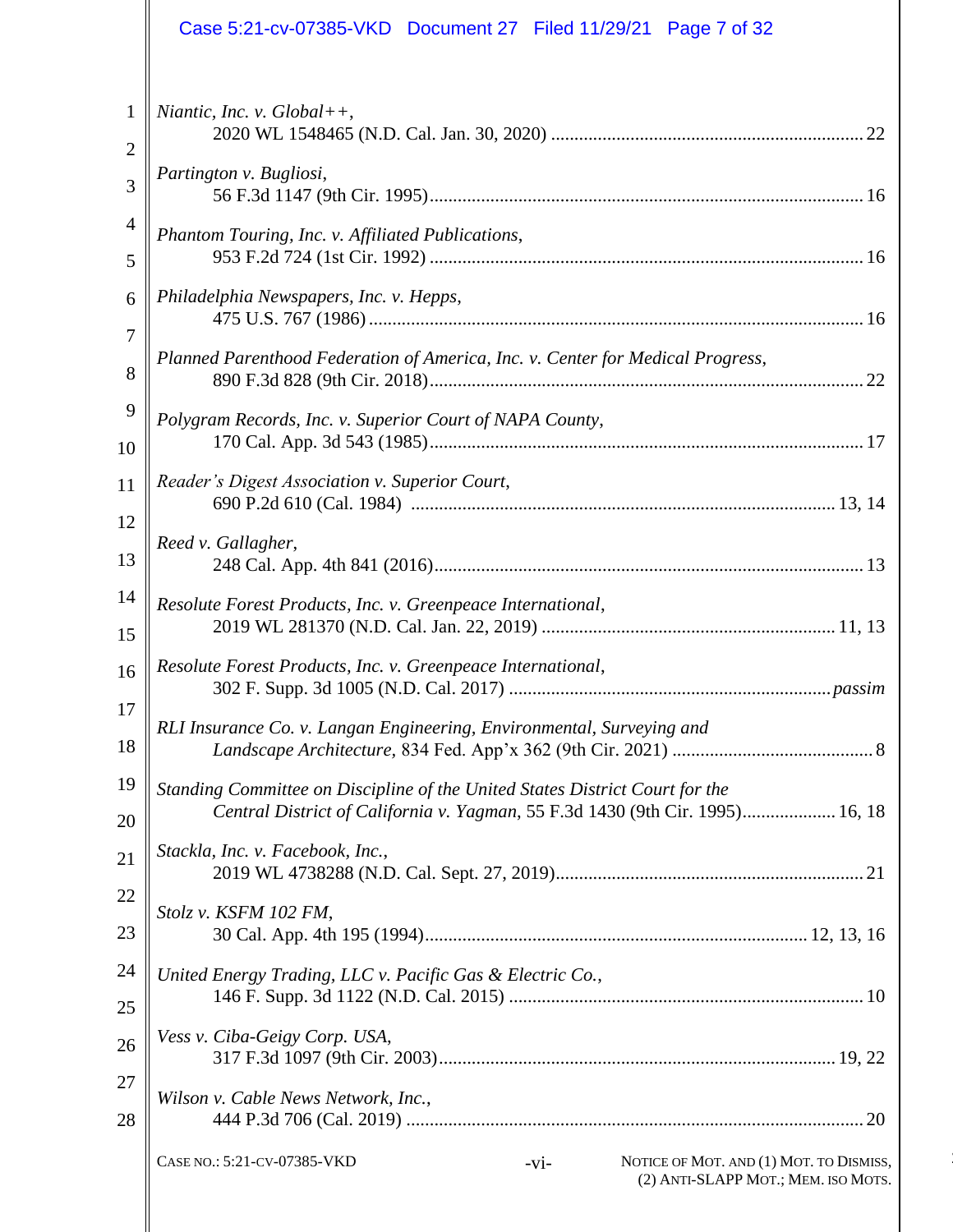*Niantic, Inc. v. Global++*,
2020 WL 1548465 (N.D. Cal. Jan. 30, 2020) .................................................................. 22

*Partington v. Bugliosi*,
56 F.3d 1147 (9th Cir. 1995).......................................................................................... 16

*Phantom Touring, Inc. v. Affiliated Publications*,
953 F.2d 724 (1st Cir. 1992) .......................................................................................... 16

*Philadelphia Newspapers, Inc. v. Hepps*,
475 U.S. 767 (1986) ....................................................................................................... 16

*Planned Parenthood Federation of America, Inc. v. Center for Medical Progress*,
890 F.3d 828 (9th Cir. 2018).......................................................................................... 22

*Polygram Records, Inc. v. Superior Court of NAPA County*,
170 Cal. App. 3d 543 (1985).......................................................................................... 17

*Reader's Digest Association v. Superior Court*,
690 P.2d 610 (Cal. 1984) ......................................................................................... 13, 14

*Reed v. Gallagher*,
248 Cal. App. 4th 841 (2016)......................................................................................... 13

*Resolute Forest Products, Inc. v. Greenpeace International*,
2019 WL 281370 (N.D. Cal. Jan. 22, 2019) ............................................................. 11, 13

*Resolute Forest Products, Inc. v. Greenpeace International*,
302 F. Supp. 3d 1005 (N.D. Cal. 2017) ..................................................................... *passim*

*RLI Insurance Co. v. Langan Engineering, Environmental, Surveying and Landscape Architecture*, 834 Fed. App'x 362 (9th Cir. 2021) ........................................... 8

*Standing Committee on Discipline of the United States District Court for the Central District of California v. Yagman*, 55 F.3d 1430 (9th Cir. 1995).................... 16, 18

*Stackla, Inc. v. Facebook, Inc.*,
2019 WL 4738288 (N.D. Cal. Sept. 27, 2019)................................................................. 21

*Stolz v. KSFM 102 FM*,
30 Cal. App. 4th 195 (1994)................................................................................ 12, 13, 16

*United Energy Trading, LLC v. Pacific Gas & Electric Co.*,
146 F. Supp. 3d 1122 (N.D. Cal. 2015) ........................................................................... 10

*Vess v. Ciba-Geigy Corp. USA*,
317 F.3d 1097 (9th Cir. 2003)................................................................................... 19, 22

*Wilson v. Cable News Network, Inc.*,
444 P.3d 706 (Cal. 2019) ................................................................................................ 20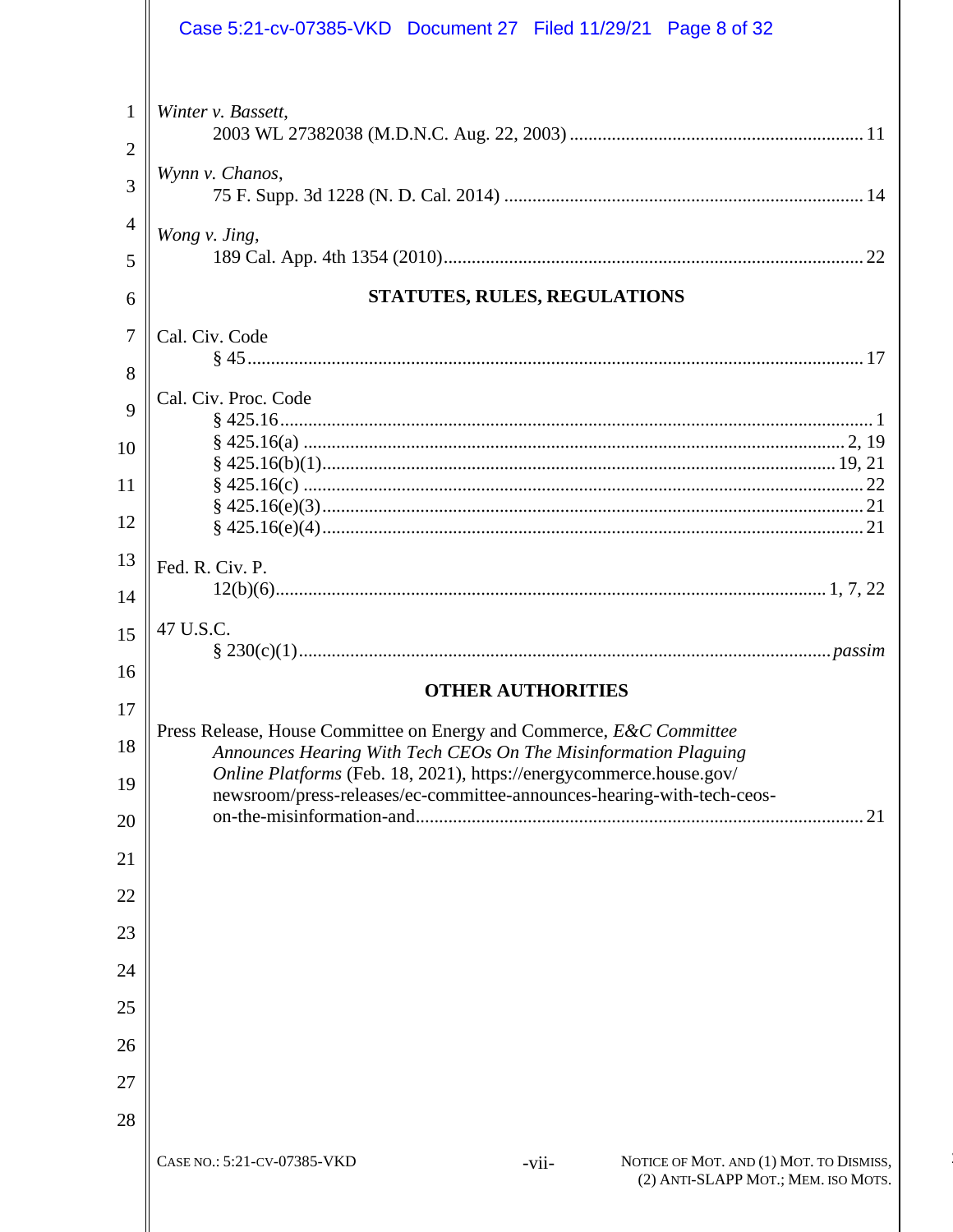*Winter v. Bassett*,
2003 WL 27382038 (M.D.N.C. Aug. 22, 2003) .............................................................. 11

*Wynn v. Chanos*,
75 F. Supp. 3d 1228 (N. D. Cal. 2014) ............................................................................ 14

*Wong v. Jing*,
189 Cal. App. 4th 1354 (2010)......................................................................................... 22

**STATUTES, RULES, REGULATIONS**

Cal. Civ. Code
§ 45.................................................................................................................................. 17

Cal. Civ. Proc. Code
§ 425.16.............................................................................................................................. 1
§ 425.16(a) ................................................................................................................... 2, 19
§ 425.16(b)(1)............................................................................................................. 19, 21
§ 425.16(c) ....................................................................................................................... 22
§ 425.16(e)(3).................................................................................................................. 21
§ 425.16(e)(4).................................................................................................................. 21

Fed. R. Civ. P.
12(b)(6)..................................................................................................................... 1, 7, 22

47 U.S.C.
§ 230(c)(1)................................................................................................................. *passim*

**OTHER AUTHORITIES**

Press Release, House Committee on Energy and Commerce, *E&C Committee Announces Hearing With Tech CEOs On The Misinformation Plaguing Online Platforms* (Feb. 18, 2021), https://energycommerce.house.gov/newsroom/press-releases/ec-committee-announces-hearing-with-tech-ceos-on-the-misinformation-and............................................................................................ 21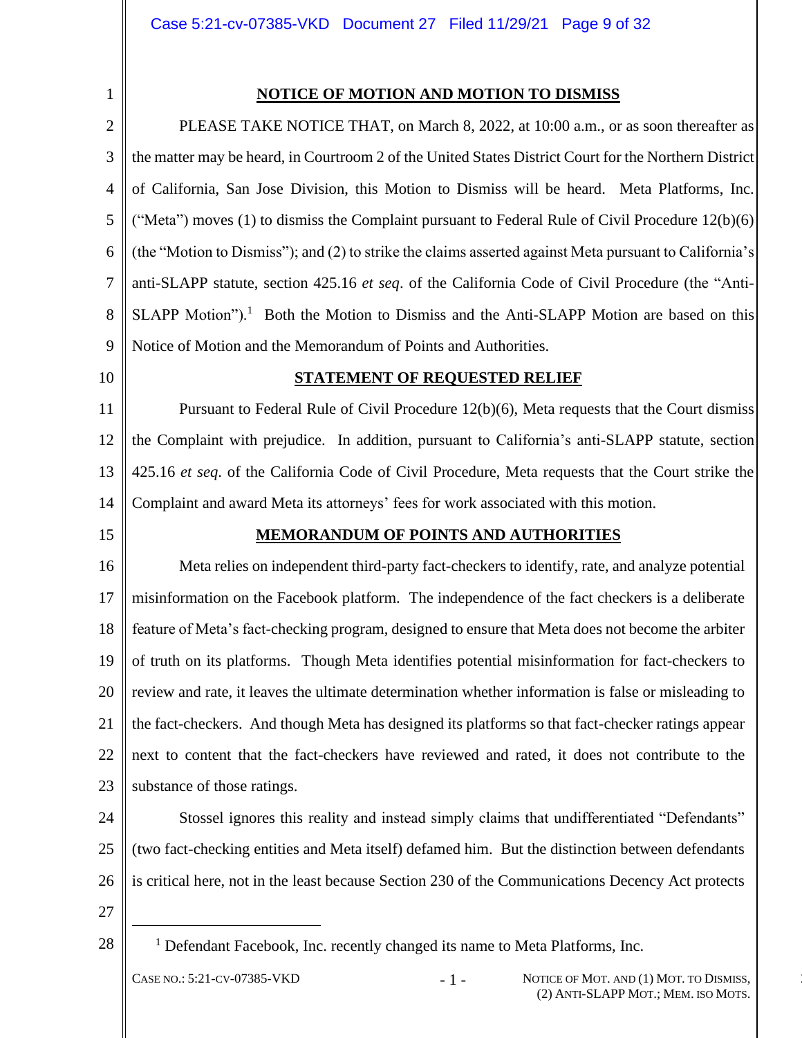## NOTICE OF MOTION AND MOTION TO DISMISS

PLEASE TAKE NOTICE THAT, on March 8, 2022, at 10:00 a.m., or as soon thereafter as the matter may be heard, in Courtroom 2 of the United States District Court for the Northern District of California, San Jose Division, this Motion to Dismiss will be heard. Meta Platforms, Inc. ("Meta") moves (1) to dismiss the Complaint pursuant to Federal Rule of Civil Procedure 12(b)(6) (the "Motion to Dismiss"); and (2) to strike the claims asserted against Meta pursuant to California's anti-SLAPP statute, section 425.16 *et seq*. of the California Code of Civil Procedure (the "Anti-SLAPP Motion").[1] Both the Motion to Dismiss and the Anti-SLAPP Motion are based on this Notice of Motion and the Memorandum of Points and Authorities.

## STATEMENT OF REQUESTED RELIEF

Pursuant to Federal Rule of Civil Procedure 12(b)(6), Meta requests that the Court dismiss the Complaint with prejudice. In addition, pursuant to California's anti-SLAPP statute, section 425.16 *et seq.* of the California Code of Civil Procedure, Meta requests that the Court strike the Complaint and award Meta its attorneys' fees for work associated with this motion.

## MEMORANDUM OF POINTS AND AUTHORITIES

Meta relies on independent third-party fact-checkers to identify, rate, and analyze potential misinformation on the Facebook platform. The independence of the fact checkers is a deliberate feature of Meta's fact-checking program, designed to ensure that Meta does not become the arbiter of truth on its platforms. Though Meta identifies potential misinformation for fact-checkers to review and rate, it leaves the ultimate determination whether information is false or misleading to the fact-checkers. And though Meta has designed its platforms so that fact-checker ratings appear next to content that the fact-checkers have reviewed and rated, it does not contribute to the substance of those ratings.

Stossel ignores this reality and instead simply claims that undifferentiated "Defendants" (two fact-checking entities and Meta itself) defamed him. But the distinction between defendants is critical here, not in the least because Section 230 of the Communications Decency Act protects

---

[1] Defendant Facebook, Inc. recently changed its name to Meta Platforms, Inc.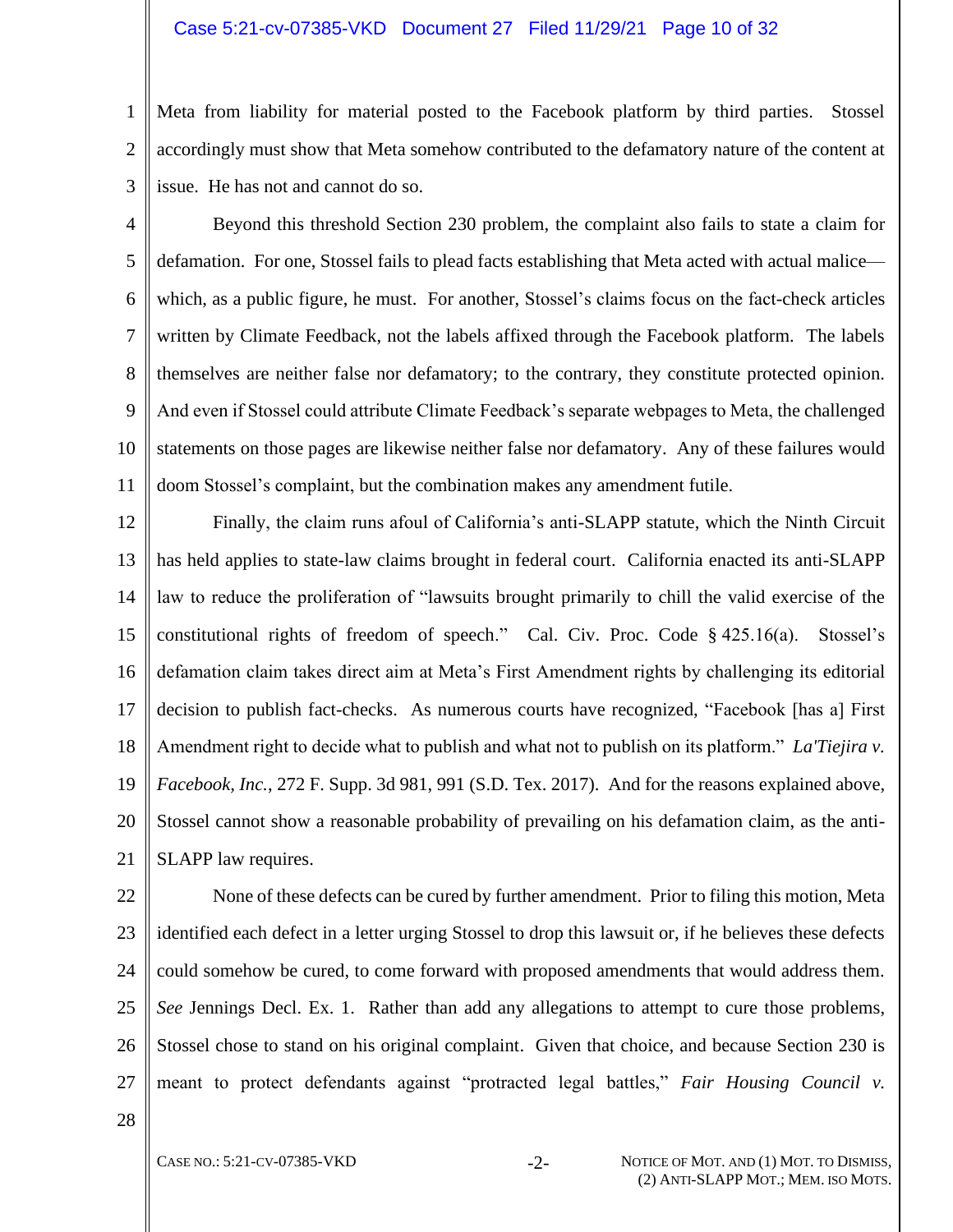Meta from liability for material posted to the Facebook platform by third parties. Stossel accordingly must show that Meta somehow contributed to the defamatory nature of the content at issue. He has not and cannot do so.

Beyond this threshold Section 230 problem, the complaint also fails to state a claim for defamation. For one, Stossel fails to plead facts establishing that Meta acted with actual malice—which, as a public figure, he must. For another, Stossel's claims focus on the fact-check articles written by Climate Feedback, not the labels affixed through the Facebook platform. The labels themselves are neither false nor defamatory; to the contrary, they constitute protected opinion. And even if Stossel could attribute Climate Feedback's separate webpages to Meta, the challenged statements on those pages are likewise neither false nor defamatory. Any of these failures would doom Stossel's complaint, but the combination makes any amendment futile.

Finally, the claim runs afoul of California's anti-SLAPP statute, which the Ninth Circuit has held applies to state-law claims brought in federal court. California enacted its anti-SLAPP law to reduce the proliferation of "lawsuits brought primarily to chill the valid exercise of the constitutional rights of freedom of speech." Cal. Civ. Proc. Code § 425.16(a). Stossel's defamation claim takes direct aim at Meta's First Amendment rights by challenging its editorial decision to publish fact-checks. As numerous courts have recognized, "Facebook [has a] First Amendment right to decide what to publish and what not to publish on its platform." *La'Tiejira v. Facebook, Inc.*, 272 F. Supp. 3d 981, 991 (S.D. Tex. 2017). And for the reasons explained above, Stossel cannot show a reasonable probability of prevailing on his defamation claim, as the anti-SLAPP law requires.

None of these defects can be cured by further amendment. Prior to filing this motion, Meta identified each defect in a letter urging Stossel to drop this lawsuit or, if he believes these defects could somehow be cured, to come forward with proposed amendments that would address them. *See* Jennings Decl. Ex. 1. Rather than add any allegations to attempt to cure those problems, Stossel chose to stand on his original complaint. Given that choice, and because Section 230 is meant to protect defendants against "protracted legal battles," *Fair Housing Council v.*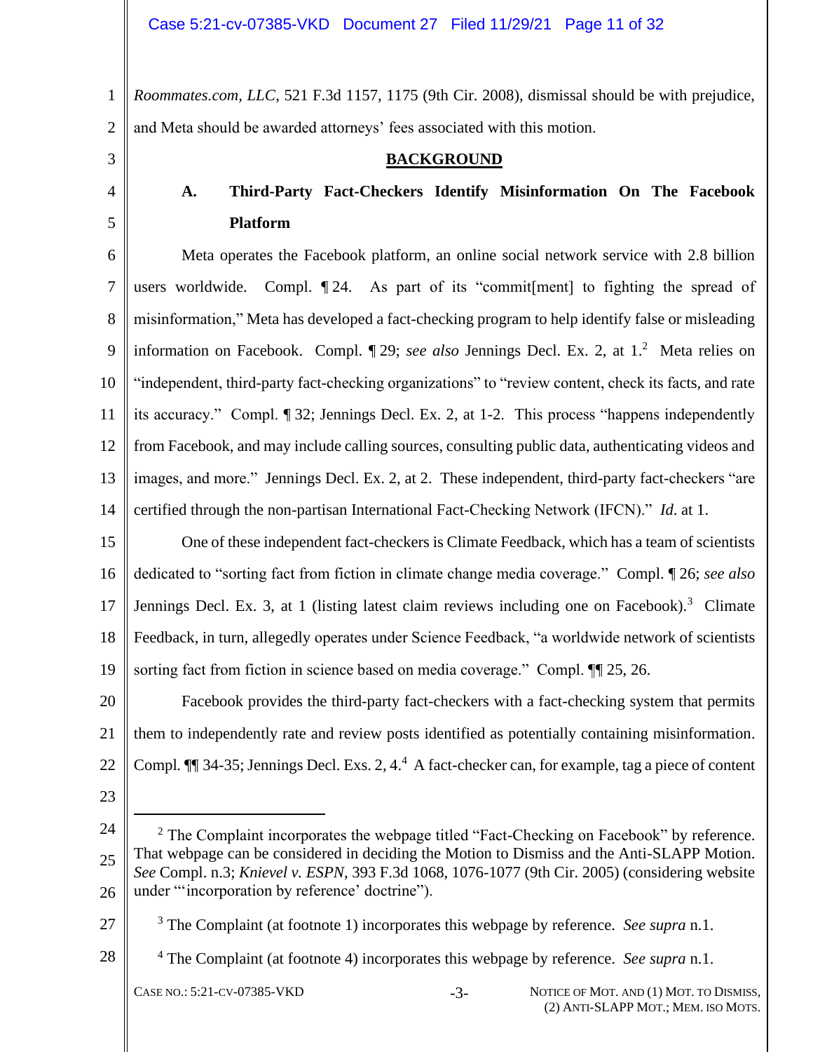*Roommates.com, LLC*, 521 F.3d 1157, 1175 (9th Cir. 2008), dismissal should be with prejudice, and Meta should be awarded attorneys' fees associated with this motion.

## BACKGROUND

### A. Third-Party Fact-Checkers Identify Misinformation On The Facebook Platform

Meta operates the Facebook platform, an online social network service with 2.8 billion users worldwide. Compl. ¶ 24. As part of its "commit[ment] to fighting the spread of misinformation," Meta has developed a fact-checking program to help identify false or misleading information on Facebook. Compl. ¶ 29; *see also* Jennings Decl. Ex. 2, at 1.[2] Meta relies on "independent, third-party fact-checking organizations" to "review content, check its facts, and rate its accuracy." Compl. ¶ 32; Jennings Decl. Ex. 2, at 1-2. This process "happens independently from Facebook, and may include calling sources, consulting public data, authenticating videos and images, and more." Jennings Decl. Ex. 2, at 2. These independent, third-party fact-checkers "are certified through the non-partisan International Fact-Checking Network (IFCN)." *Id.* at 1.

One of these independent fact-checkers is Climate Feedback, which has a team of scientists dedicated to "sorting fact from fiction in climate change media coverage." Compl. ¶ 26; *see also* Jennings Decl. Ex. 3, at 1 (listing latest claim reviews including one on Facebook).[3] Climate Feedback, in turn, allegedly operates under Science Feedback, "a worldwide network of scientists sorting fact from fiction in science based on media coverage." Compl. ¶¶ 25, 26.

Facebook provides the third-party fact-checkers with a fact-checking system that permits them to independently rate and review posts identified as potentially containing misinformation. Compl. ¶¶ 34-35; Jennings Decl. Exs. 2, 4.[4] A fact-checker can, for example, tag a piece of content

---

[2] The Complaint incorporates the webpage titled "Fact-Checking on Facebook" by reference. That webpage can be considered in deciding the Motion to Dismiss and the Anti-SLAPP Motion. *See* Compl. n.3; *Knievel v. ESPN*, 393 F.3d 1068, 1076-1077 (9th Cir. 2005) (considering website under "'incorporation by reference' doctrine").

[3] The Complaint (at footnote 1) incorporates this webpage by reference. *See supra* n.1.

[4] The Complaint (at footnote 4) incorporates this webpage by reference. *See supra* n.1.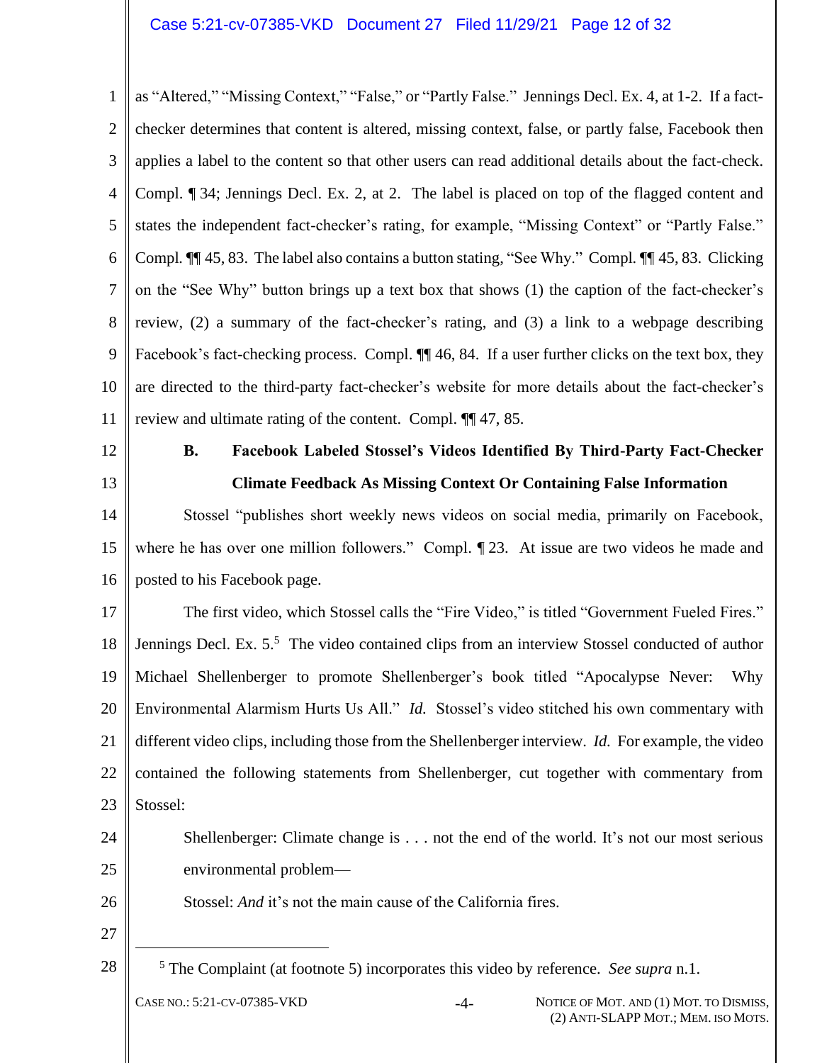as "Altered," "Missing Context," "False," or "Partly False." Jennings Decl. Ex. 4, at 1-2. If a fact-checker determines that content is altered, missing context, false, or partly false, Facebook then applies a label to the content so that other users can read additional details about the fact-check. Compl. ¶ 34; Jennings Decl. Ex. 2, at 2. The label is placed on top of the flagged content and states the independent fact-checker's rating, for example, "Missing Context" or "Partly False." Compl. ¶¶ 45, 83. The label also contains a button stating, "See Why." Compl. ¶¶ 45, 83. Clicking on the "See Why" button brings up a text box that shows (1) the caption of the fact-checker's review, (2) a summary of the fact-checker's rating, and (3) a link to a webpage describing Facebook's fact-checking process. Compl. ¶¶ 46, 84. If a user further clicks on the text box, they are directed to the third-party fact-checker's website for more details about the fact-checker's review and ultimate rating of the content. Compl. ¶¶ 47, 85.

### B. Facebook Labeled Stossel's Videos Identified By Third-Party Fact-Checker Climate Feedback As Missing Context Or Containing False Information

Stossel "publishes short weekly news videos on social media, primarily on Facebook, where he has over one million followers." Compl. ¶ 23. At issue are two videos he made and posted to his Facebook page.

The first video, which Stossel calls the "Fire Video," is titled "Government Fueled Fires." Jennings Decl. Ex. 5.[5] The video contained clips from an interview Stossel conducted of author Michael Shellenberger to promote Shellenberger's book titled "Apocalypse Never: Why Environmental Alarmism Hurts Us All." *Id.* Stossel's video stitched his own commentary with different video clips, including those from the Shellenberger interview. *Id.* For example, the video contained the following statements from Shellenberger, cut together with commentary from Stossel:

> Shellenberger: Climate change is . . . not the end of the world. It's not our most serious environmental problem—
>
> Stossel: *And* it's not the main cause of the California fires.

---

[5] The Complaint (at footnote 5) incorporates this video by reference. *See supra* n.1.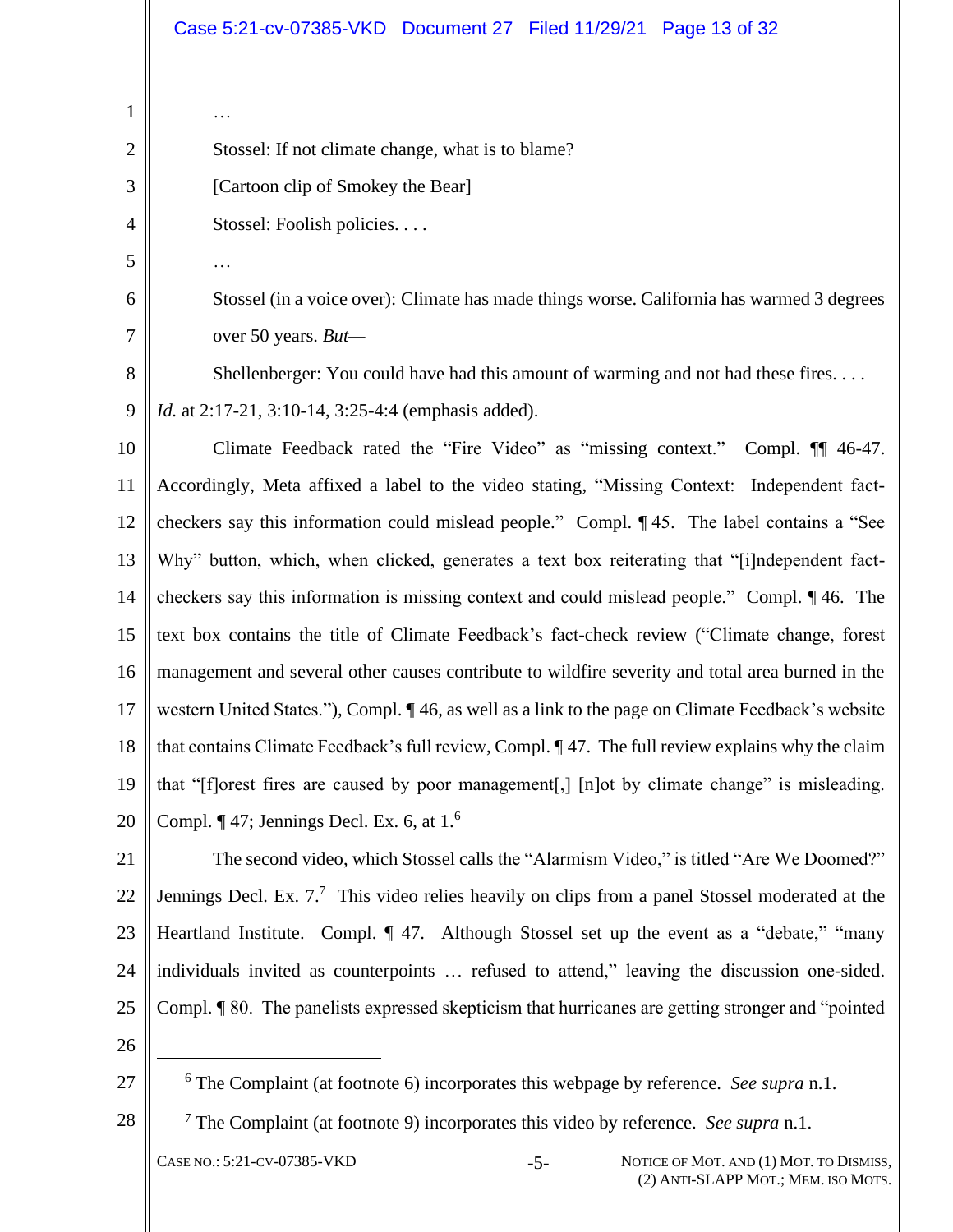…

Stossel: If not climate change, what is to blame?

[Cartoon clip of Smokey the Bear]

Stossel: Foolish policies. . . .

…

Stossel (in a voice over): Climate has made things worse. California has warmed 3 degrees over 50 years. *But*—

Shellenberger: You could have had this amount of warming and not had these fires. . . .

*Id.* at 2:17-21, 3:10-14, 3:25-4:4 (emphasis added).

Climate Feedback rated the "Fire Video" as "missing context." Compl. ¶¶ 46-47. Accordingly, Meta affixed a label to the video stating, "Missing Context: Independent fact-checkers say this information could mislead people." Compl. ¶ 45. The label contains a "See Why" button, which, when clicked, generates a text box reiterating that "[i]ndependent fact-checkers say this information is missing context and could mislead people." Compl. ¶ 46. The text box contains the title of Climate Feedback's fact-check review ("Climate change, forest management and several other causes contribute to wildfire severity and total area burned in the western United States."), Compl. ¶ 46, as well as a link to the page on Climate Feedback's website that contains Climate Feedback's full review, Compl. ¶ 47. The full review explains why the claim that "[f]orest fires are caused by poor management[,] [n]ot by climate change" is misleading. Compl. ¶ 47; Jennings Decl. Ex. 6, at 1.[6]

The second video, which Stossel calls the "Alarmism Video," is titled "Are We Doomed?" Jennings Decl. Ex. 7.[7] This video relies heavily on clips from a panel Stossel moderated at the Heartland Institute. Compl. ¶ 47. Although Stossel set up the event as a "debate," "many individuals invited as counterpoints … refused to attend," leaving the discussion one-sided. Compl. ¶ 80. The panelists expressed skepticism that hurricanes are getting stronger and "pointed

---

[6] The Complaint (at footnote 6) incorporates this webpage by reference. *See supra* n.1.

[7] The Complaint (at footnote 9) incorporates this video by reference. *See supra* n.1.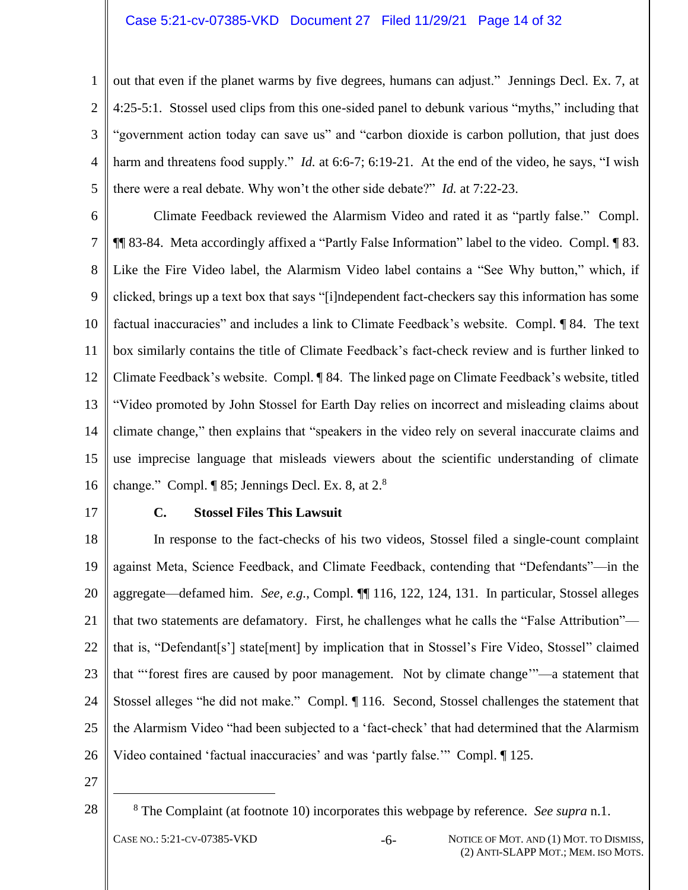out that even if the planet warms by five degrees, humans can adjust." Jennings Decl. Ex. 7, at 4:25-5:1. Stossel used clips from this one-sided panel to debunk various "myths," including that "government action today can save us" and "carbon dioxide is carbon pollution, that just does harm and threatens food supply." *Id.* at 6:6-7; 6:19-21. At the end of the video, he says, "I wish there were a real debate. Why won't the other side debate?" *Id.* at 7:22-23.

Climate Feedback reviewed the Alarmism Video and rated it as "partly false." Compl. ¶¶ 83-84. Meta accordingly affixed a "Partly False Information" label to the video. Compl. ¶ 83. Like the Fire Video label, the Alarmism Video label contains a "See Why button," which, if clicked, brings up a text box that says "[i]ndependent fact-checkers say this information has some factual inaccuracies" and includes a link to Climate Feedback's website. Compl. ¶ 84. The text box similarly contains the title of Climate Feedback's fact-check review and is further linked to Climate Feedback's website. Compl. ¶ 84. The linked page on Climate Feedback's website, titled "Video promoted by John Stossel for Earth Day relies on incorrect and misleading claims about climate change," then explains that "speakers in the video rely on several inaccurate claims and use imprecise language that misleads viewers about the scientific understanding of climate change." Compl. ¶ 85; Jennings Decl. Ex. 8, at 2.[8]

### C. Stossel Files This Lawsuit

In response to the fact-checks of his two videos, Stossel filed a single-count complaint against Meta, Science Feedback, and Climate Feedback, contending that "Defendants"—in the aggregate—defamed him. *See, e.g.*, Compl. ¶¶ 116, 122, 124, 131. In particular, Stossel alleges that two statements are defamatory. First, he challenges what he calls the "False Attribution"—that is, "Defendant[s'] state[ment] by implication that in Stossel's Fire Video, Stossel" claimed that "'forest fires are caused by poor management. Not by climate change'"—a statement that Stossel alleges "he did not make." Compl. ¶ 116. Second, Stossel challenges the statement that the Alarmism Video "had been subjected to a 'fact-check' that had determined that the Alarmism Video contained 'factual inaccuracies' and was 'partly false.'" Compl. ¶ 125.

---

[8] The Complaint (at footnote 10) incorporates this webpage by reference. *See supra* n.1.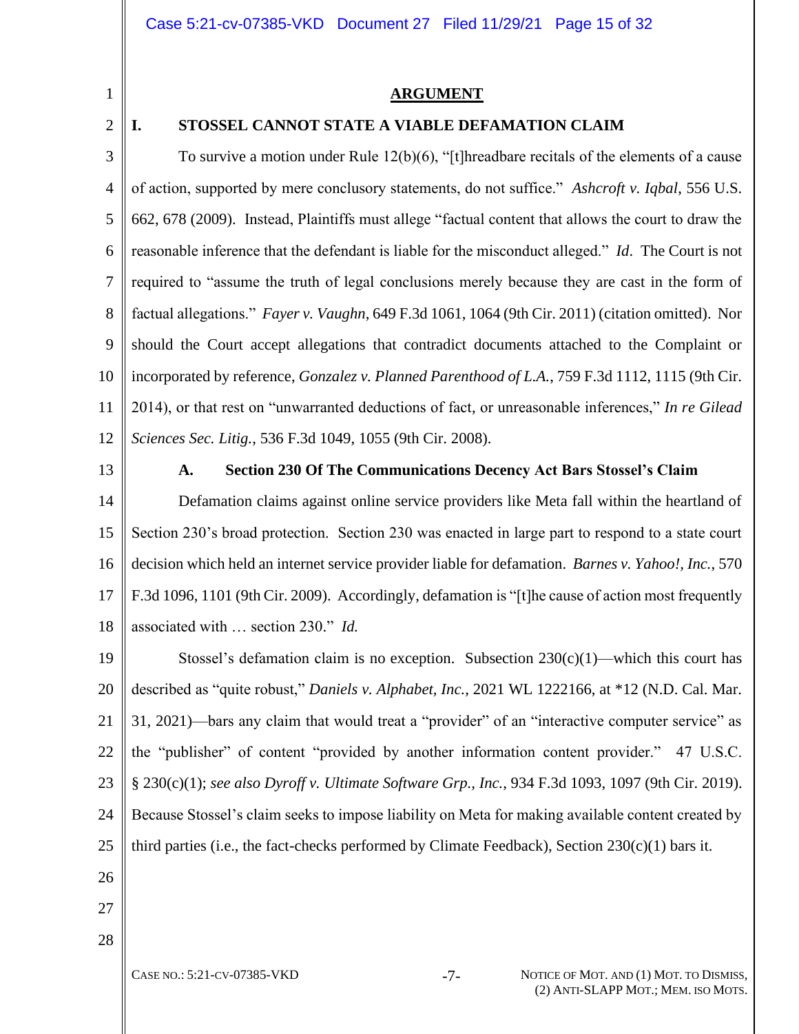## ARGUMENT

### I. STOSSEL CANNOT STATE A VIABLE DEFAMATION CLAIM

To survive a motion under Rule 12(b)(6), "[t]hreadbare recitals of the elements of a cause of action, supported by mere conclusory statements, do not suffice." *Ashcroft v. Iqbal*, 556 U.S. 662, 678 (2009). Instead, Plaintiffs must allege "factual content that allows the court to draw the reasonable inference that the defendant is liable for the misconduct alleged." *Id*. The Court is not required to "assume the truth of legal conclusions merely because they are cast in the form of factual allegations." *Fayer v. Vaughn*, 649 F.3d 1061, 1064 (9th Cir. 2011) (citation omitted). Nor should the Court accept allegations that contradict documents attached to the Complaint or incorporated by reference, *Gonzalez v. Planned Parenthood of L.A.*, 759 F.3d 1112, 1115 (9th Cir. 2014), or that rest on "unwarranted deductions of fact, or unreasonable inferences," *In re Gilead Sciences Sec. Litig.*, 536 F.3d 1049, 1055 (9th Cir. 2008).

#### A. Section 230 Of The Communications Decency Act Bars Stossel's Claim

Defamation claims against online service providers like Meta fall within the heartland of Section 230's broad protection. Section 230 was enacted in large part to respond to a state court decision which held an internet service provider liable for defamation. *Barnes v. Yahoo!, Inc.*, 570 F.3d 1096, 1101 (9th Cir. 2009). Accordingly, defamation is "[t]he cause of action most frequently associated with … section 230." *Id.*

Stossel's defamation claim is no exception. Subsection 230(c)(1)—which this court has described as "quite robust," *Daniels v. Alphabet, Inc.*, 2021 WL 1222166, at *12 (N.D. Cal. Mar. 31, 2021)—bars any claim that would treat a "provider" of an "interactive computer service" as the "publisher" of content "provided by another information content provider." 47 U.S.C. § 230(c)(1); *see also Dyroff v. Ultimate Software Grp., Inc.*, 934 F.3d 1093, 1097 (9th Cir. 2019). Because Stossel's claim seeks to impose liability on Meta for making available content created by third parties (i.e., the fact-checks performed by Climate Feedback), Section 230(c)(1) bars it.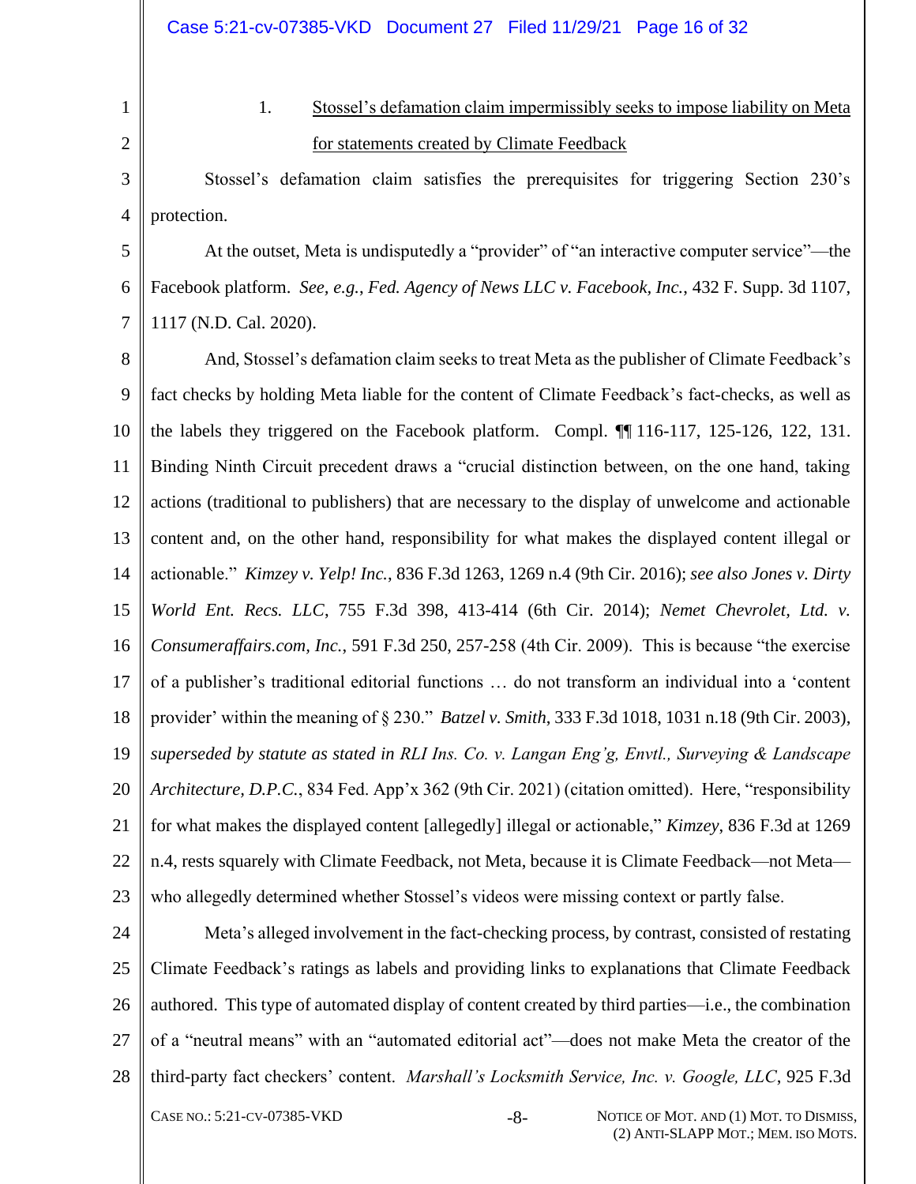1. <u>Stossel's defamation claim impermissibly seeks to impose liability on Meta for statements created by Climate Feedback</u>

Stossel's defamation claim satisfies the prerequisites for triggering Section 230's protection.

At the outset, Meta is undisputedly a "provider" of "an interactive computer service"—the Facebook platform. *See, e.g.*, *Fed. Agency of News LLC v. Facebook, Inc.*, 432 F. Supp. 3d 1107, 1117 (N.D. Cal. 2020).

And, Stossel's defamation claim seeks to treat Meta as the publisher of Climate Feedback's fact checks by holding Meta liable for the content of Climate Feedback's fact-checks, as well as the labels they triggered on the Facebook platform. Compl. ¶¶ 116-117, 125-126, 122, 131. Binding Ninth Circuit precedent draws a "crucial distinction between, on the one hand, taking actions (traditional to publishers) that are necessary to the display of unwelcome and actionable content and, on the other hand, responsibility for what makes the displayed content illegal or actionable." *Kimzey v. Yelp! Inc.*, 836 F.3d 1263, 1269 n.4 (9th Cir. 2016); *see also Jones v. Dirty World Ent. Recs. LLC*, 755 F.3d 398, 413-414 (6th Cir. 2014); *Nemet Chevrolet, Ltd. v. Consumeraffairs.com, Inc.*, 591 F.3d 250, 257-258 (4th Cir. 2009). This is because "the exercise of a publisher's traditional editorial functions … do not transform an individual into a 'content provider' within the meaning of § 230." *Batzel v. Smith*, 333 F.3d 1018, 1031 n.18 (9th Cir. 2003), *superseded by statute as stated in RLI Ins. Co. v. Langan Eng'g, Envtl., Surveying & Landscape Architecture, D.P.C.*, 834 Fed. App'x 362 (9th Cir. 2021) (citation omitted). Here, "responsibility for what makes the displayed content [allegedly] illegal or actionable," *Kimzey*, 836 F.3d at 1269 n.4, rests squarely with Climate Feedback, not Meta, because it is Climate Feedback—not Meta—who allegedly determined whether Stossel's videos were missing context or partly false.

Meta's alleged involvement in the fact-checking process, by contrast, consisted of restating Climate Feedback's ratings as labels and providing links to explanations that Climate Feedback authored. This type of automated display of content created by third parties—i.e., the combination of a "neutral means" with an "automated editorial act"—does not make Meta the creator of the third-party fact checkers' content. *Marshall's Locksmith Service, Inc. v. Google, LLC*, 925 F.3d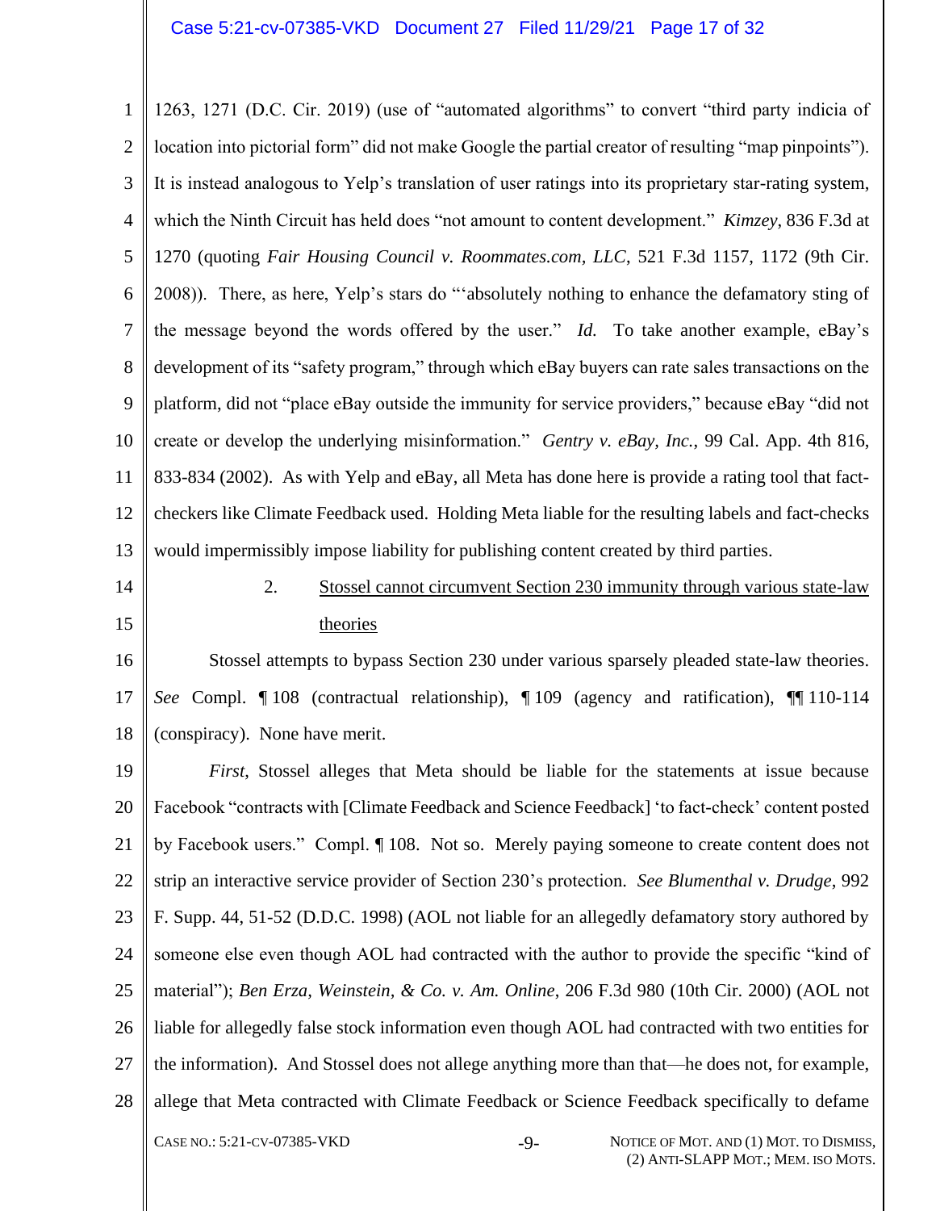1263, 1271 (D.C. Cir. 2019) (use of "automated algorithms" to convert "third party indicia of location into pictorial form" did not make Google the partial creator of resulting "map pinpoints"). It is instead analogous to Yelp's translation of user ratings into its proprietary star-rating system, which the Ninth Circuit has held does "not amount to content development." *Kimzey*, 836 F.3d at 1270 (quoting *Fair Housing Council v. Roommates.com, LLC*, 521 F.3d 1157, 1172 (9th Cir. 2008)). There, as here, Yelp's stars do "'absolutely nothing to enhance the defamatory sting of the message beyond the words offered by the user." *Id.* To take another example, eBay's development of its "safety program," through which eBay buyers can rate sales transactions on the platform, did not "place eBay outside the immunity for service providers," because eBay "did not create or develop the underlying misinformation." *Gentry v. eBay, Inc.*, 99 Cal. App. 4th 816, 833-834 (2002). As with Yelp and eBay, all Meta has done here is provide a rating tool that fact-checkers like Climate Feedback used. Holding Meta liable for the resulting labels and fact-checks would impermissibly impose liability for publishing content created by third parties.

2. Stossel cannot circumvent Section 230 immunity through various state-law theories

Stossel attempts to bypass Section 230 under various sparsely pleaded state-law theories. *See* Compl. ¶ 108 (contractual relationship), ¶ 109 (agency and ratification), ¶¶ 110-114 (conspiracy). None have merit.

*First*, Stossel alleges that Meta should be liable for the statements at issue because Facebook "contracts with [Climate Feedback and Science Feedback] 'to fact-check' content posted by Facebook users." Compl. ¶ 108. Not so. Merely paying someone to create content does not strip an interactive service provider of Section 230's protection. *See Blumenthal v. Drudge*, 992 F. Supp. 44, 51-52 (D.D.C. 1998) (AOL not liable for an allegedly defamatory story authored by someone else even though AOL had contracted with the author to provide the specific "kind of material"); *Ben Erza, Weinstein, & Co. v. Am. Online*, 206 F.3d 980 (10th Cir. 2000) (AOL not liable for allegedly false stock information even though AOL had contracted with two entities for the information). And Stossel does not allege anything more than that—he does not, for example, allege that Meta contracted with Climate Feedback or Science Feedback specifically to defame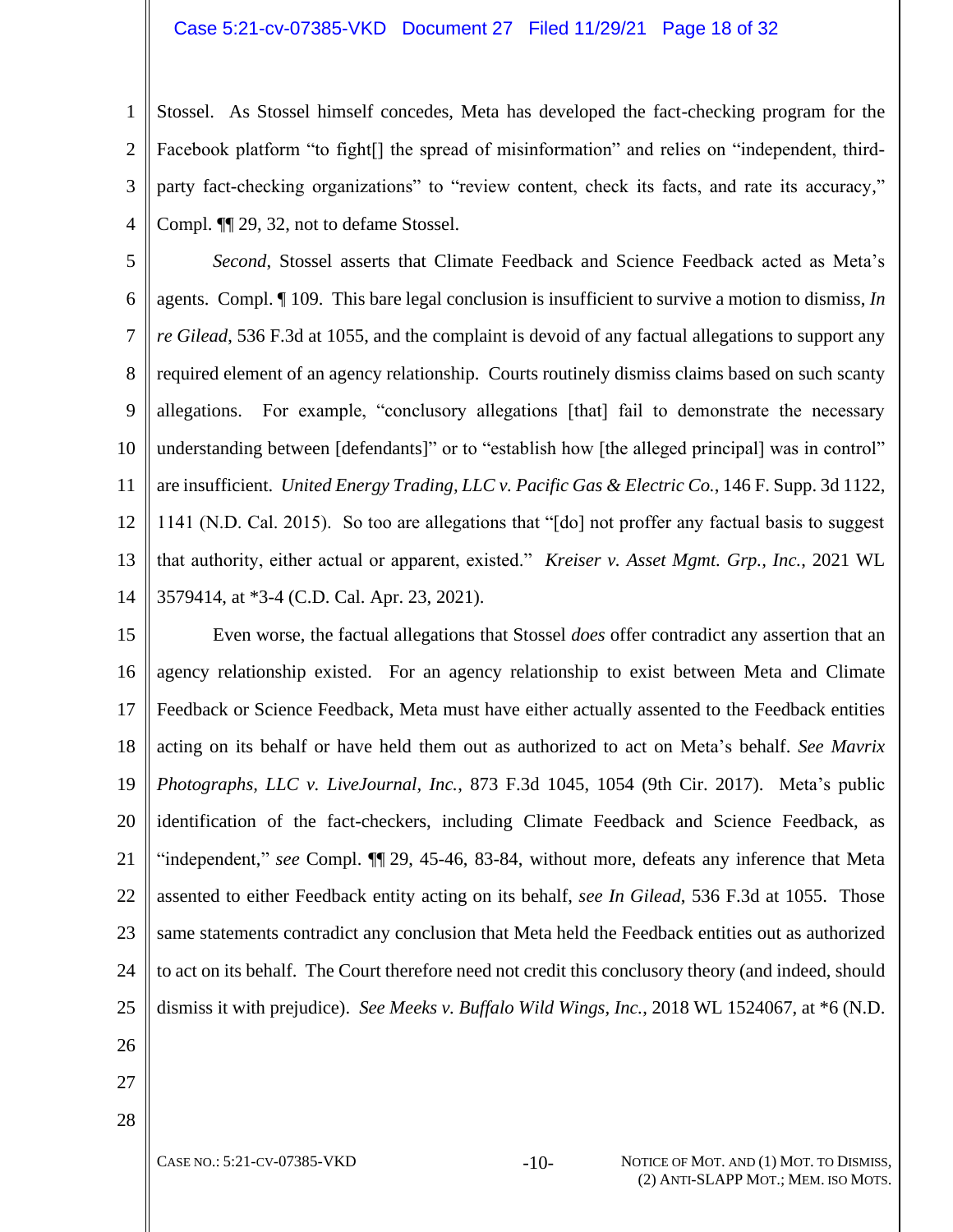Stossel. As Stossel himself concedes, Meta has developed the fact-checking program for the Facebook platform "to fight[] the spread of misinformation" and relies on "independent, third-party fact-checking organizations" to "review content, check its facts, and rate its accuracy," Compl. ¶¶ 29, 32, not to defame Stossel.

*Second*, Stossel asserts that Climate Feedback and Science Feedback acted as Meta's agents. Compl. ¶ 109. This bare legal conclusion is insufficient to survive a motion to dismiss, *In re Gilead*, 536 F.3d at 1055, and the complaint is devoid of any factual allegations to support any required element of an agency relationship. Courts routinely dismiss claims based on such scanty allegations. For example, "conclusory allegations [that] fail to demonstrate the necessary understanding between [defendants]" or to "establish how [the alleged principal] was in control" are insufficient. *United Energy Trading, LLC v. Pacific Gas & Electric Co.*, 146 F. Supp. 3d 1122, 1141 (N.D. Cal. 2015). So too are allegations that "[do] not proffer any factual basis to suggest that authority, either actual or apparent, existed." *Kreiser v. Asset Mgmt. Grp., Inc.*, 2021 WL 3579414, at *3-4 (C.D. Cal. Apr. 23, 2021).

Even worse, the factual allegations that Stossel *does* offer contradict any assertion that an agency relationship existed. For an agency relationship to exist between Meta and Climate Feedback or Science Feedback, Meta must have either actually assented to the Feedback entities acting on its behalf or have held them out as authorized to act on Meta's behalf. *See Mavrix Photographs, LLC v. LiveJournal, Inc.*, 873 F.3d 1045, 1054 (9th Cir. 2017). Meta's public identification of the fact-checkers, including Climate Feedback and Science Feedback, as "independent," *see* Compl. ¶¶ 29, 45-46, 83-84, without more, defeats any inference that Meta assented to either Feedback entity acting on its behalf, *see In Gilead*, 536 F.3d at 1055. Those same statements contradict any conclusion that Meta held the Feedback entities out as authorized to act on its behalf. The Court therefore need not credit this conclusory theory (and indeed, should dismiss it with prejudice). *See Meeks v. Buffalo Wild Wings, Inc.*, 2018 WL 1524067, at *6 (N.D.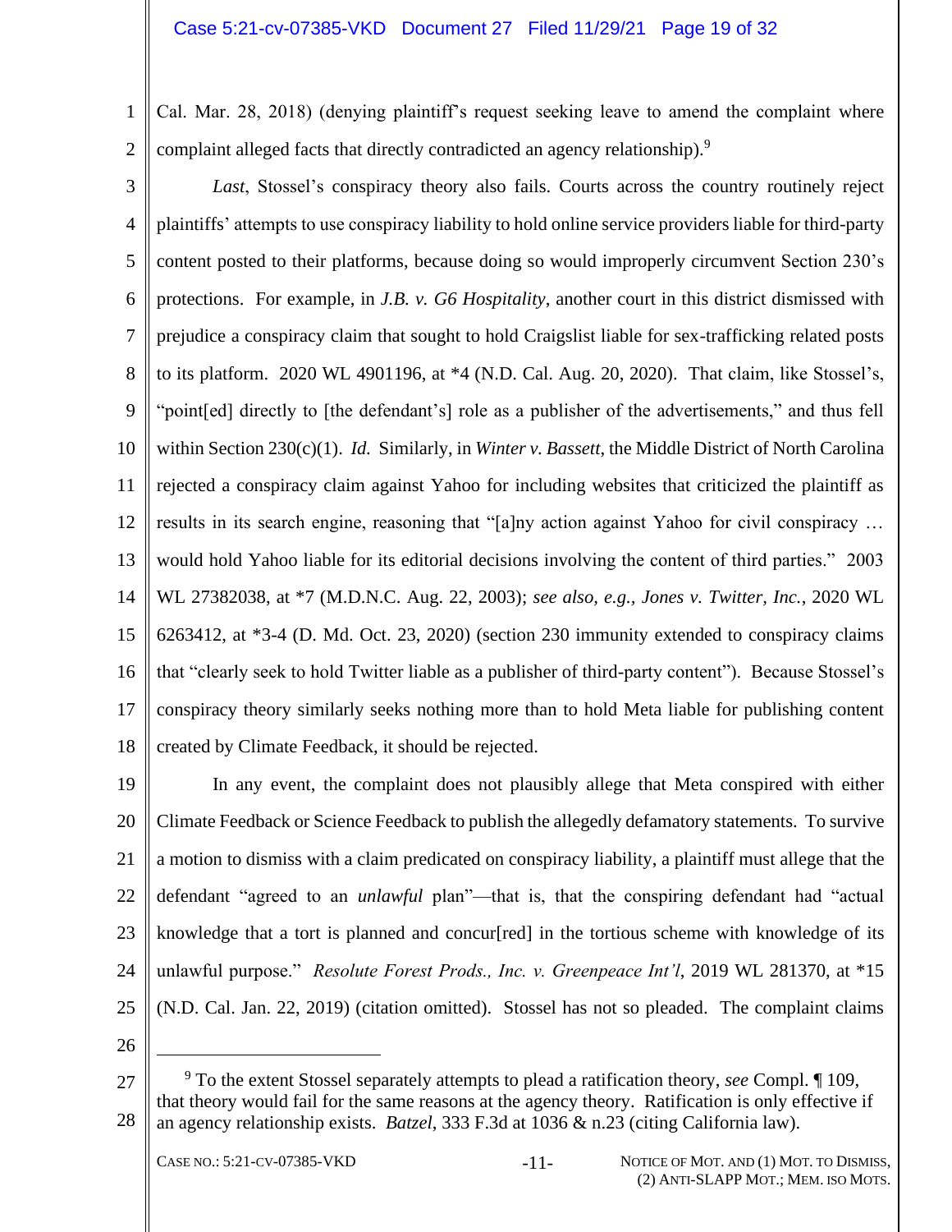Cal. Mar. 28, 2018) (denying plaintiff's request seeking leave to amend the complaint where complaint alleged facts that directly contradicted an agency relationship).[9]

*Last*, Stossel's conspiracy theory also fails. Courts across the country routinely reject plaintiffs' attempts to use conspiracy liability to hold online service providers liable for third-party content posted to their platforms, because doing so would improperly circumvent Section 230's protections. For example, in *J.B. v. G6 Hospitality*, another court in this district dismissed with prejudice a conspiracy claim that sought to hold Craigslist liable for sex-trafficking related posts to its platform. 2020 WL 4901196, at *4 (N.D. Cal. Aug. 20, 2020). That claim, like Stossel's, "point[ed] directly to [the defendant's] role as a publisher of the advertisements," and thus fell within Section 230(c)(1). *Id.* Similarly, in *Winter v. Bassett*, the Middle District of North Carolina rejected a conspiracy claim against Yahoo for including websites that criticized the plaintiff as results in its search engine, reasoning that "[a]ny action against Yahoo for civil conspiracy … would hold Yahoo liable for its editorial decisions involving the content of third parties." 2003 WL 27382038, at *7 (M.D.N.C. Aug. 22, 2003); *see also, e.g.*, *Jones v. Twitter, Inc.*, 2020 WL 6263412, at *3-4 (D. Md. Oct. 23, 2020) (section 230 immunity extended to conspiracy claims that "clearly seek to hold Twitter liable as a publisher of third-party content"). Because Stossel's conspiracy theory similarly seeks nothing more than to hold Meta liable for publishing content created by Climate Feedback, it should be rejected.

In any event, the complaint does not plausibly allege that Meta conspired with either Climate Feedback or Science Feedback to publish the allegedly defamatory statements. To survive a motion to dismiss with a claim predicated on conspiracy liability, a plaintiff must allege that the defendant "agreed to an *unlawful* plan"—that is, that the conspiring defendant had "actual knowledge that a tort is planned and concur[red] in the tortious scheme with knowledge of its unlawful purpose." *Resolute Forest Prods., Inc. v. Greenpeace Int'l*, 2019 WL 281370, at *15 (N.D. Cal. Jan. 22, 2019) (citation omitted). Stossel has not so pleaded. The complaint claims

---

[9] To the extent Stossel separately attempts to plead a ratification theory, *see* Compl. ¶ 109, that theory would fail for the same reasons at the agency theory. Ratification is only effective if an agency relationship exists. *Batzel*, 333 F.3d at 1036 & n.23 (citing California law).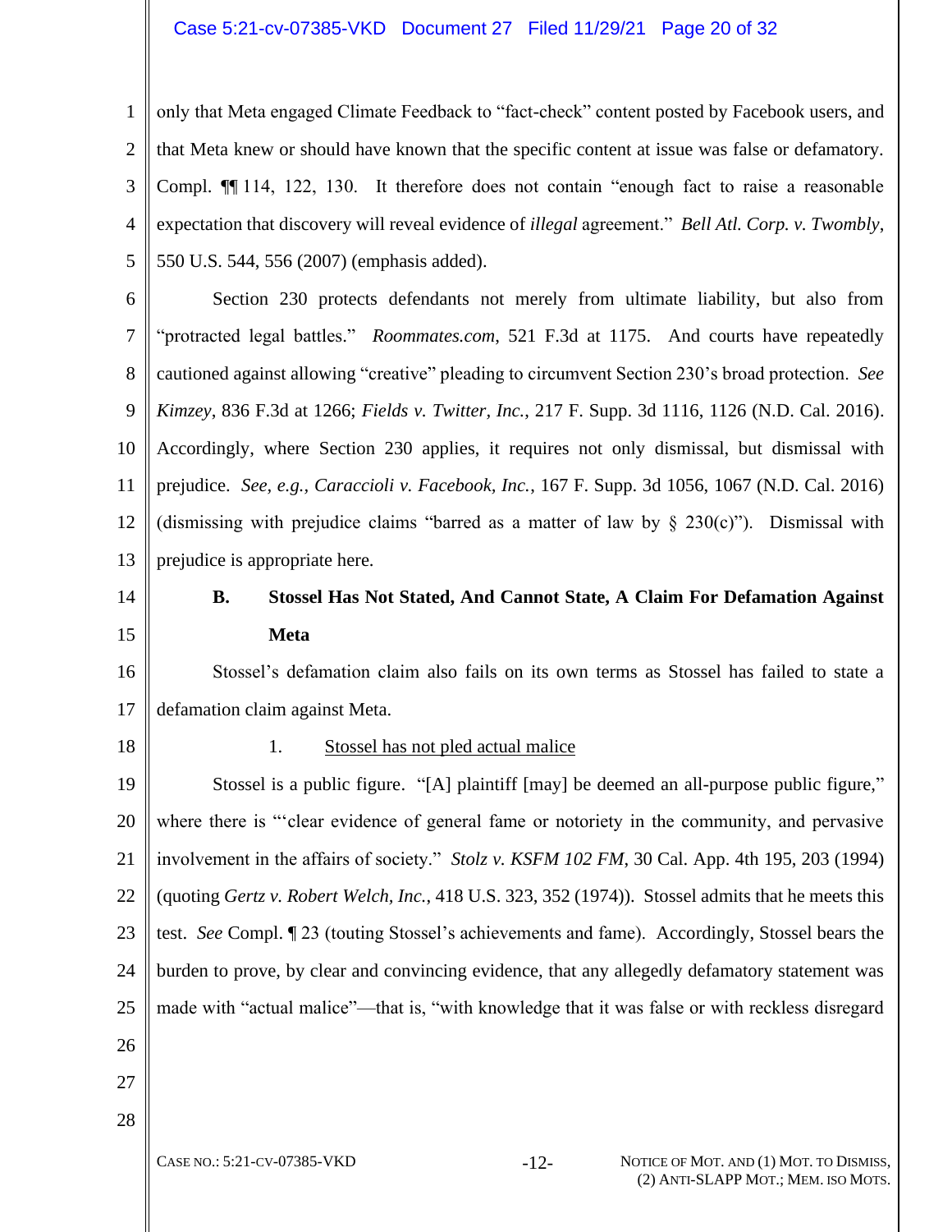only that Meta engaged Climate Feedback to "fact-check" content posted by Facebook users, and that Meta knew or should have known that the specific content at issue was false or defamatory. Compl. ¶¶ 114, 122, 130. It therefore does not contain "enough fact to raise a reasonable expectation that discovery will reveal evidence of *illegal* agreement." *Bell Atl. Corp. v. Twombly*, 550 U.S. 544, 556 (2007) (emphasis added).

Section 230 protects defendants not merely from ultimate liability, but also from "protracted legal battles." *Roommates.com*, 521 F.3d at 1175. And courts have repeatedly cautioned against allowing "creative" pleading to circumvent Section 230's broad protection. *See Kimzey*, 836 F.3d at 1266; *Fields v. Twitter, Inc.*, 217 F. Supp. 3d 1116, 1126 (N.D. Cal. 2016). Accordingly, where Section 230 applies, it requires not only dismissal, but dismissal with prejudice. *See, e.g.*, *Caraccioli v. Facebook, Inc.*, 167 F. Supp. 3d 1056, 1067 (N.D. Cal. 2016) (dismissing with prejudice claims "barred as a matter of law by § 230(c)"). Dismissal with prejudice is appropriate here.

### B. Stossel Has Not Stated, And Cannot State, A Claim For Defamation Against Meta

Stossel's defamation claim also fails on its own terms as Stossel has failed to state a defamation claim against Meta.

#### 1. Stossel has not pled actual malice

Stossel is a public figure. "[A] plaintiff [may] be deemed an all-purpose public figure," where there is "'clear evidence of general fame or notoriety in the community, and pervasive involvement in the affairs of society." *Stolz v. KSFM 102 FM*, 30 Cal. App. 4th 195, 203 (1994) (quoting *Gertz v. Robert Welch, Inc.*, 418 U.S. 323, 352 (1974)). Stossel admits that he meets this test. *See* Compl. ¶ 23 (touting Stossel's achievements and fame). Accordingly, Stossel bears the burden to prove, by clear and convincing evidence, that any allegedly defamatory statement was made with "actual malice"—that is, "with knowledge that it was false or with reckless disregard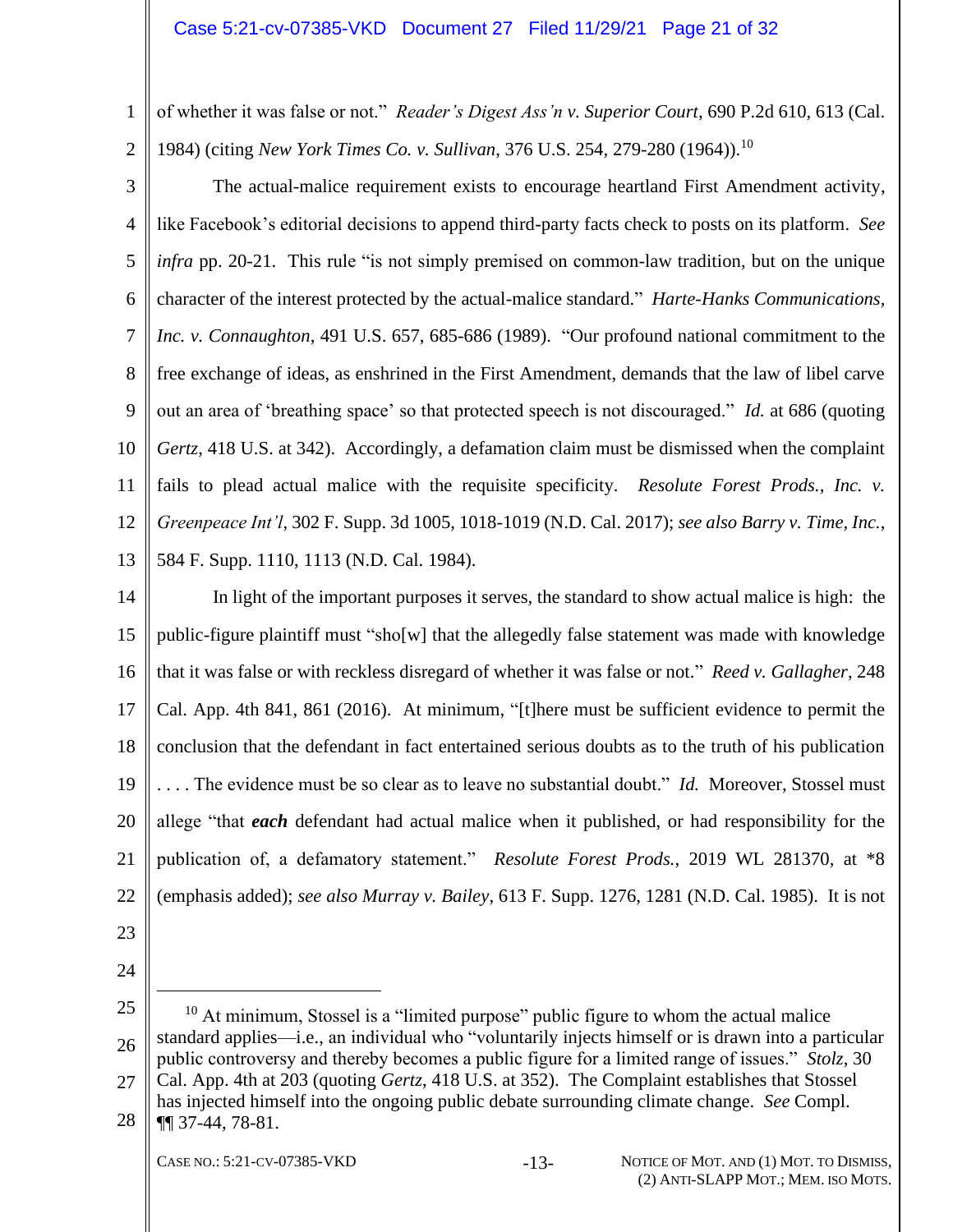of whether it was false or not." *Reader's Digest Ass'n v. Superior Court*, 690 P.2d 610, 613 (Cal. 1984) (citing *New York Times Co. v. Sullivan*, 376 U.S. 254, 279-280 (1964)).[10]

The actual-malice requirement exists to encourage heartland First Amendment activity, like Facebook's editorial decisions to append third-party facts check to posts on its platform. *See infra* pp. 20-21. This rule "is not simply premised on common-law tradition, but on the unique character of the interest protected by the actual-malice standard." *Harte-Hanks Communications, Inc. v. Connaughton*, 491 U.S. 657, 685-686 (1989). "Our profound national commitment to the free exchange of ideas, as enshrined in the First Amendment, demands that the law of libel carve out an area of 'breathing space' so that protected speech is not discouraged." *Id.* at 686 (quoting *Gertz*, 418 U.S. at 342). Accordingly, a defamation claim must be dismissed when the complaint fails to plead actual malice with the requisite specificity. *Resolute Forest Prods., Inc. v. Greenpeace Int'l*, 302 F. Supp. 3d 1005, 1018-1019 (N.D. Cal. 2017); *see also Barry v. Time, Inc.*, 584 F. Supp. 1110, 1113 (N.D. Cal. 1984).

In light of the important purposes it serves, the standard to show actual malice is high: the public-figure plaintiff must "sho[w] that the allegedly false statement was made with knowledge that it was false or with reckless disregard of whether it was false or not." *Reed v. Gallagher*, 248 Cal. App. 4th 841, 861 (2016). At minimum, "[t]here must be sufficient evidence to permit the conclusion that the defendant in fact entertained serious doubts as to the truth of his publication . . . . The evidence must be so clear as to leave no substantial doubt." *Id.* Moreover, Stossel must allege "that ***each*** defendant had actual malice when it published, or had responsibility for the publication of, a defamatory statement." *Resolute Forest Prods.*, 2019 WL 281370, at \*8 (emphasis added); *see also Murray v. Bailey*, 613 F. Supp. 1276, 1281 (N.D. Cal. 1985). It is not

---

[10] At minimum, Stossel is a "limited purpose" public figure to whom the actual malice standard applies—i.e., an individual who "voluntarily injects himself or is drawn into a particular public controversy and thereby becomes a public figure for a limited range of issues." *Stolz*, 30 Cal. App. 4th at 203 (quoting *Gertz*, 418 U.S. at 352). The Complaint establishes that Stossel has injected himself into the ongoing public debate surrounding climate change. *See* Compl. ¶¶ 37-44, 78-81.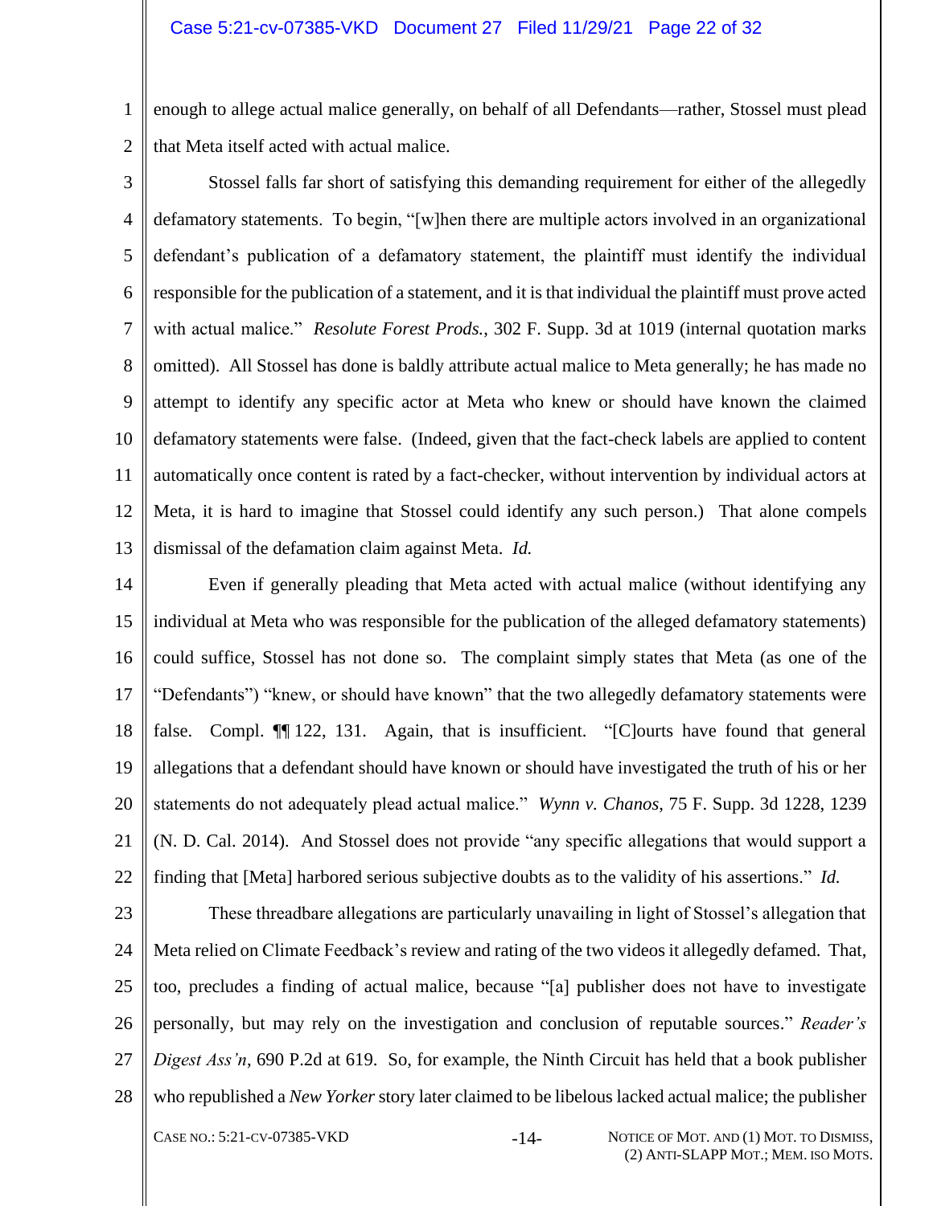enough to allege actual malice generally, on behalf of all Defendants—rather, Stossel must plead that Meta itself acted with actual malice.

Stossel falls far short of satisfying this demanding requirement for either of the allegedly defamatory statements. To begin, "[w]hen there are multiple actors involved in an organizational defendant's publication of a defamatory statement, the plaintiff must identify the individual responsible for the publication of a statement, and it is that individual the plaintiff must prove acted with actual malice." *Resolute Forest Prods.*, 302 F. Supp. 3d at 1019 (internal quotation marks omitted). All Stossel has done is baldly attribute actual malice to Meta generally; he has made no attempt to identify any specific actor at Meta who knew or should have known the claimed defamatory statements were false. (Indeed, given that the fact-check labels are applied to content automatically once content is rated by a fact-checker, without intervention by individual actors at Meta, it is hard to imagine that Stossel could identify any such person.) That alone compels dismissal of the defamation claim against Meta. *Id.*

Even if generally pleading that Meta acted with actual malice (without identifying any individual at Meta who was responsible for the publication of the alleged defamatory statements) could suffice, Stossel has not done so. The complaint simply states that Meta (as one of the "Defendants") "knew, or should have known" that the two allegedly defamatory statements were false. Compl. ¶¶ 122, 131. Again, that is insufficient. "[C]ourts have found that general allegations that a defendant should have known or should have investigated the truth of his or her statements do not adequately plead actual malice." *Wynn v. Chanos*, 75 F. Supp. 3d 1228, 1239 (N. D. Cal. 2014). And Stossel does not provide "any specific allegations that would support a finding that [Meta] harbored serious subjective doubts as to the validity of his assertions." *Id.*

These threadbare allegations are particularly unavailing in light of Stossel's allegation that Meta relied on Climate Feedback's review and rating of the two videos it allegedly defamed. That, too, precludes a finding of actual malice, because "[a] publisher does not have to investigate personally, but may rely on the investigation and conclusion of reputable sources." *Reader's Digest Ass'n*, 690 P.2d at 619. So, for example, the Ninth Circuit has held that a book publisher who republished a *New Yorker* story later claimed to be libelous lacked actual malice; the publisher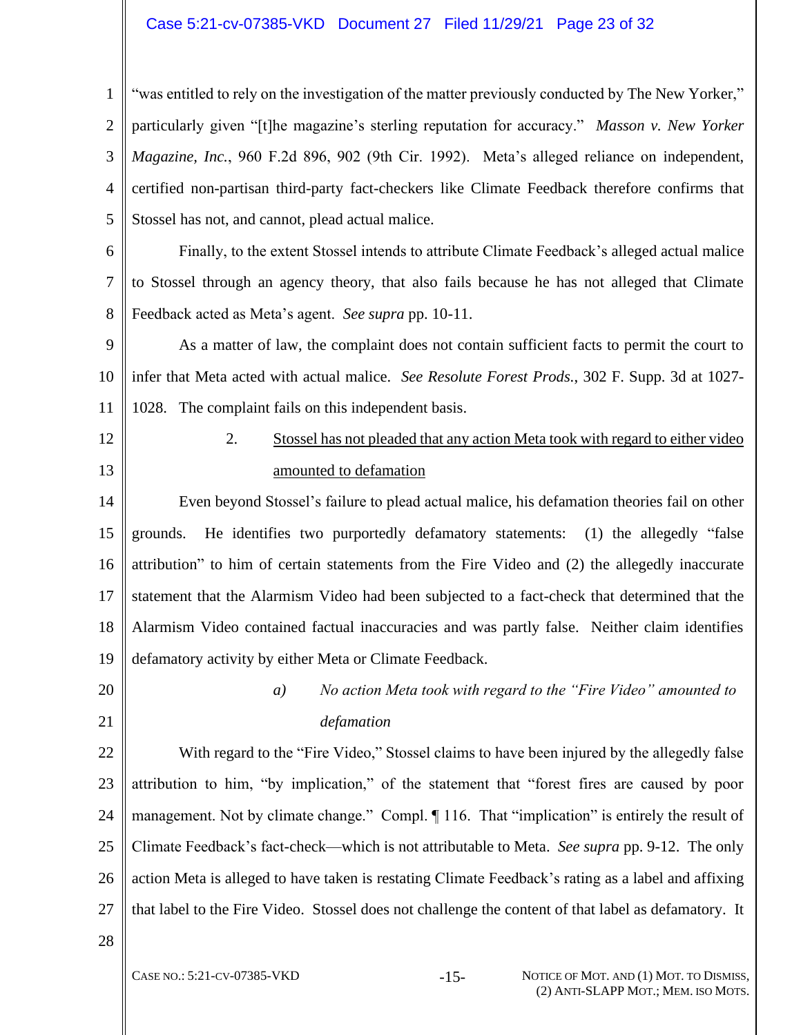"was entitled to rely on the investigation of the matter previously conducted by The New Yorker," particularly given "[t]he magazine's sterling reputation for accuracy." *Masson v. New Yorker Magazine, Inc.*, 960 F.2d 896, 902 (9th Cir. 1992). Meta's alleged reliance on independent, certified non-partisan third-party fact-checkers like Climate Feedback therefore confirms that Stossel has not, and cannot, plead actual malice.

Finally, to the extent Stossel intends to attribute Climate Feedback's alleged actual malice to Stossel through an agency theory, that also fails because he has not alleged that Climate Feedback acted as Meta's agent. *See supra* pp. 10-11.

As a matter of law, the complaint does not contain sufficient facts to permit the court to infer that Meta acted with actual malice. *See Resolute Forest Prods.*, 302 F. Supp. 3d at 1027-1028. The complaint fails on this independent basis.

2. <u>Stossel has not pleaded that any action Meta took with regard to either video amounted to defamation</u>

Even beyond Stossel's failure to plead actual malice, his defamation theories fail on other grounds. He identifies two purportedly defamatory statements: (1) the allegedly "false attribution" to him of certain statements from the Fire Video and (2) the allegedly inaccurate statement that the Alarmism Video had been subjected to a fact-check that determined that the Alarmism Video contained factual inaccuracies and was partly false. Neither claim identifies defamatory activity by either Meta or Climate Feedback.

*a) No action Meta took with regard to the "Fire Video" amounted to defamation*

With regard to the "Fire Video," Stossel claims to have been injured by the allegedly false attribution to him, "by implication," of the statement that "forest fires are caused by poor management. Not by climate change." Compl. ¶ 116. That "implication" is entirely the result of Climate Feedback's fact-check—which is not attributable to Meta. *See supra* pp. 9-12. The only action Meta is alleged to have taken is restating Climate Feedback's rating as a label and affixing that label to the Fire Video. Stossel does not challenge the content of that label as defamatory. It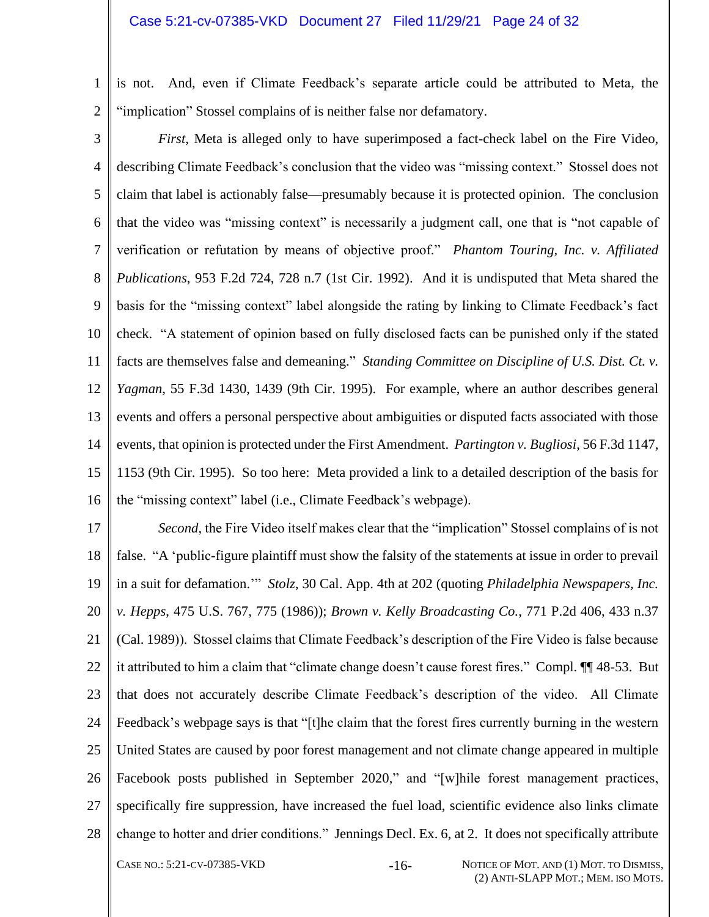is not. And, even if Climate Feedback's separate article could be attributed to Meta, the "implication" Stossel complains of is neither false nor defamatory.

*First*, Meta is alleged only to have superimposed a fact-check label on the Fire Video, describing Climate Feedback's conclusion that the video was "missing context." Stossel does not claim that label is actionably false—presumably because it is protected opinion. The conclusion that the video was "missing context" is necessarily a judgment call, one that is "not capable of verification or refutation by means of objective proof." *Phantom Touring, Inc. v. Affiliated Publications*, 953 F.2d 724, 728 n.7 (1st Cir. 1992). And it is undisputed that Meta shared the basis for the "missing context" label alongside the rating by linking to Climate Feedback's fact check. "A statement of opinion based on fully disclosed facts can be punished only if the stated facts are themselves false and demeaning." *Standing Committee on Discipline of U.S. Dist. Ct. v. Yagman*, 55 F.3d 1430, 1439 (9th Cir. 1995). For example, where an author describes general events and offers a personal perspective about ambiguities or disputed facts associated with those events, that opinion is protected under the First Amendment. *Partington v. Bugliosi*, 56 F.3d 1147, 1153 (9th Cir. 1995). So too here: Meta provided a link to a detailed description of the basis for the "missing context" label (i.e., Climate Feedback's webpage).

*Second*, the Fire Video itself makes clear that the "implication" Stossel complains of is not false. "A 'public-figure plaintiff must show the falsity of the statements at issue in order to prevail in a suit for defamation.'" *Stolz*, 30 Cal. App. 4th at 202 (quoting *Philadelphia Newspapers, Inc. v. Hepps*, 475 U.S. 767, 775 (1986)); *Brown v. Kelly Broadcasting Co.*, 771 P.2d 406, 433 n.37 (Cal. 1989)). Stossel claims that Climate Feedback's description of the Fire Video is false because it attributed to him a claim that "climate change doesn't cause forest fires." Compl. ¶¶ 48-53. But that does not accurately describe Climate Feedback's description of the video. All Climate Feedback's webpage says is that "[t]he claim that the forest fires currently burning in the western United States are caused by poor forest management and not climate change appeared in multiple Facebook posts published in September 2020," and "[w]hile forest management practices, specifically fire suppression, have increased the fuel load, scientific evidence also links climate change to hotter and drier conditions." Jennings Decl. Ex. 6, at 2. It does not specifically attribute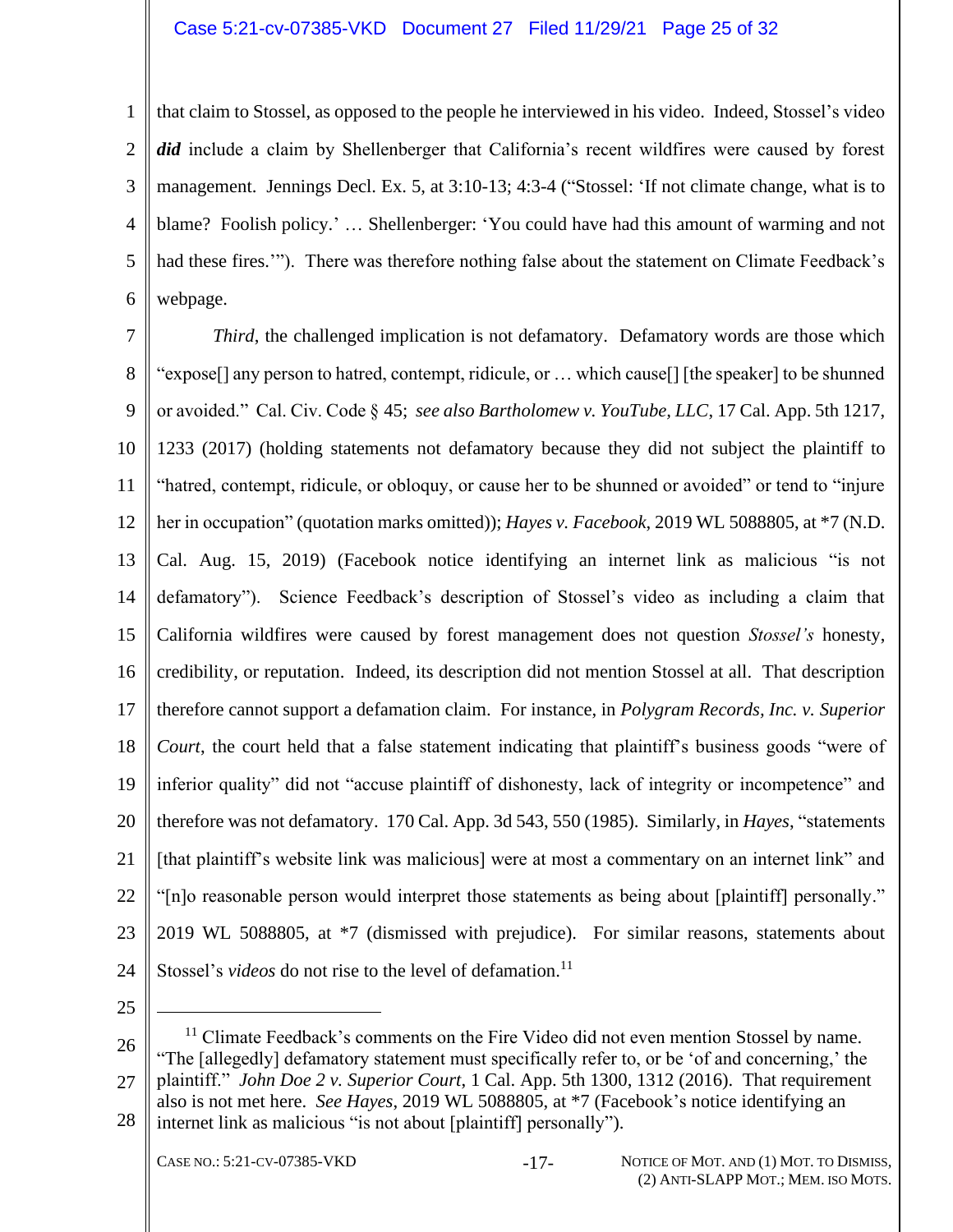that claim to Stossel, as opposed to the people he interviewed in his video. Indeed, Stossel's video ***did*** include a claim by Shellenberger that California's recent wildfires were caused by forest management. Jennings Decl. Ex. 5, at 3:10-13; 4:3-4 ("Stossel: 'If not climate change, what is to blame? Foolish policy.' … Shellenberger: 'You could have had this amount of warming and not had these fires.'"). There was therefore nothing false about the statement on Climate Feedback's webpage.

*Third*, the challenged implication is not defamatory. Defamatory words are those which "expose[] any person to hatred, contempt, ridicule, or … which cause[] [the speaker] to be shunned or avoided." Cal. Civ. Code § 45; *see also Bartholomew v. YouTube, LLC*, 17 Cal. App. 5th 1217, 1233 (2017) (holding statements not defamatory because they did not subject the plaintiff to "hatred, contempt, ridicule, or obloquy, or cause her to be shunned or avoided" or tend to "injure her in occupation" (quotation marks omitted)); *Hayes v. Facebook*, 2019 WL 5088805, at *7 (N.D. Cal. Aug. 15, 2019) (Facebook notice identifying an internet link as malicious "is not defamatory"). Science Feedback's description of Stossel's video as including a claim that California wildfires were caused by forest management does not question *Stossel's* honesty, credibility, or reputation. Indeed, its description did not mention Stossel at all. That description therefore cannot support a defamation claim. For instance, in *Polygram Records, Inc. v. Superior Court*, the court held that a false statement indicating that plaintiff's business goods "were of inferior quality" did not "accuse plaintiff of dishonesty, lack of integrity or incompetence" and therefore was not defamatory. 170 Cal. App. 3d 543, 550 (1985). Similarly, in *Hayes*, "statements [that plaintiff's website link was malicious] were at most a commentary on an internet link" and "[n]o reasonable person would interpret those statements as being about [plaintiff] personally." 2019 WL 5088805, at *7 (dismissed with prejudice). For similar reasons, statements about Stossel's *videos* do not rise to the level of defamation.[11]

---

[11] Climate Feedback's comments on the Fire Video did not even mention Stossel by name. "The [allegedly] defamatory statement must specifically refer to, or be 'of and concerning,' the plaintiff." *John Doe 2 v. Superior Court*, 1 Cal. App. 5th 1300, 1312 (2016). That requirement also is not met here. *See Hayes*, 2019 WL 5088805, at *7 (Facebook's notice identifying an internet link as malicious "is not about [plaintiff] personally").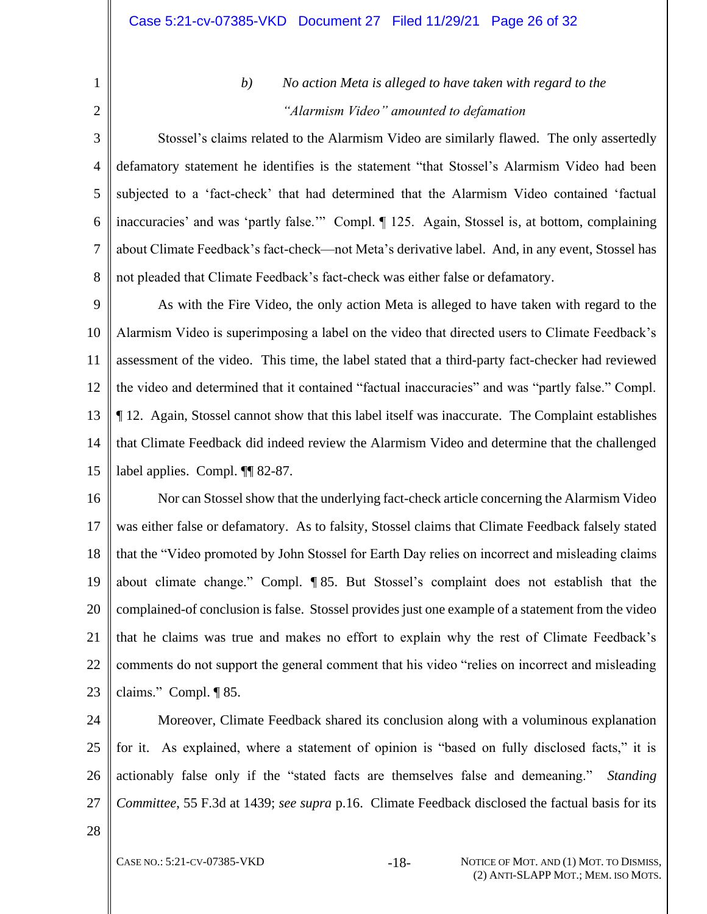### *b) No action Meta is alleged to have taken with regard to the "Alarmism Video" amounted to defamation*

Stossel's claims related to the Alarmism Video are similarly flawed. The only assertedly defamatory statement he identifies is the statement "that Stossel's Alarmism Video had been subjected to a 'fact-check' that had determined that the Alarmism Video contained 'factual inaccuracies' and was 'partly false.'" Compl. ¶ 125. Again, Stossel is, at bottom, complaining about Climate Feedback's fact-check—not Meta's derivative label. And, in any event, Stossel has not pleaded that Climate Feedback's fact-check was either false or defamatory.

As with the Fire Video, the only action Meta is alleged to have taken with regard to the Alarmism Video is superimposing a label on the video that directed users to Climate Feedback's assessment of the video. This time, the label stated that a third-party fact-checker had reviewed the video and determined that it contained "factual inaccuracies" and was "partly false." Compl. ¶ 12. Again, Stossel cannot show that this label itself was inaccurate. The Complaint establishes that Climate Feedback did indeed review the Alarmism Video and determine that the challenged label applies. Compl. ¶¶ 82-87.

Nor can Stossel show that the underlying fact-check article concerning the Alarmism Video was either false or defamatory. As to falsity, Stossel claims that Climate Feedback falsely stated that the "Video promoted by John Stossel for Earth Day relies on incorrect and misleading claims about climate change." Compl. ¶ 85. But Stossel's complaint does not establish that the complained-of conclusion is false. Stossel provides just one example of a statement from the video that he claims was true and makes no effort to explain why the rest of Climate Feedback's comments do not support the general comment that his video "relies on incorrect and misleading claims." Compl. ¶ 85.

Moreover, Climate Feedback shared its conclusion along with a voluminous explanation for it. As explained, where a statement of opinion is "based on fully disclosed facts," it is actionably false only if the "stated facts are themselves false and demeaning." *Standing Committee*, 55 F.3d at 1439; *see supra* p.16. Climate Feedback disclosed the factual basis for its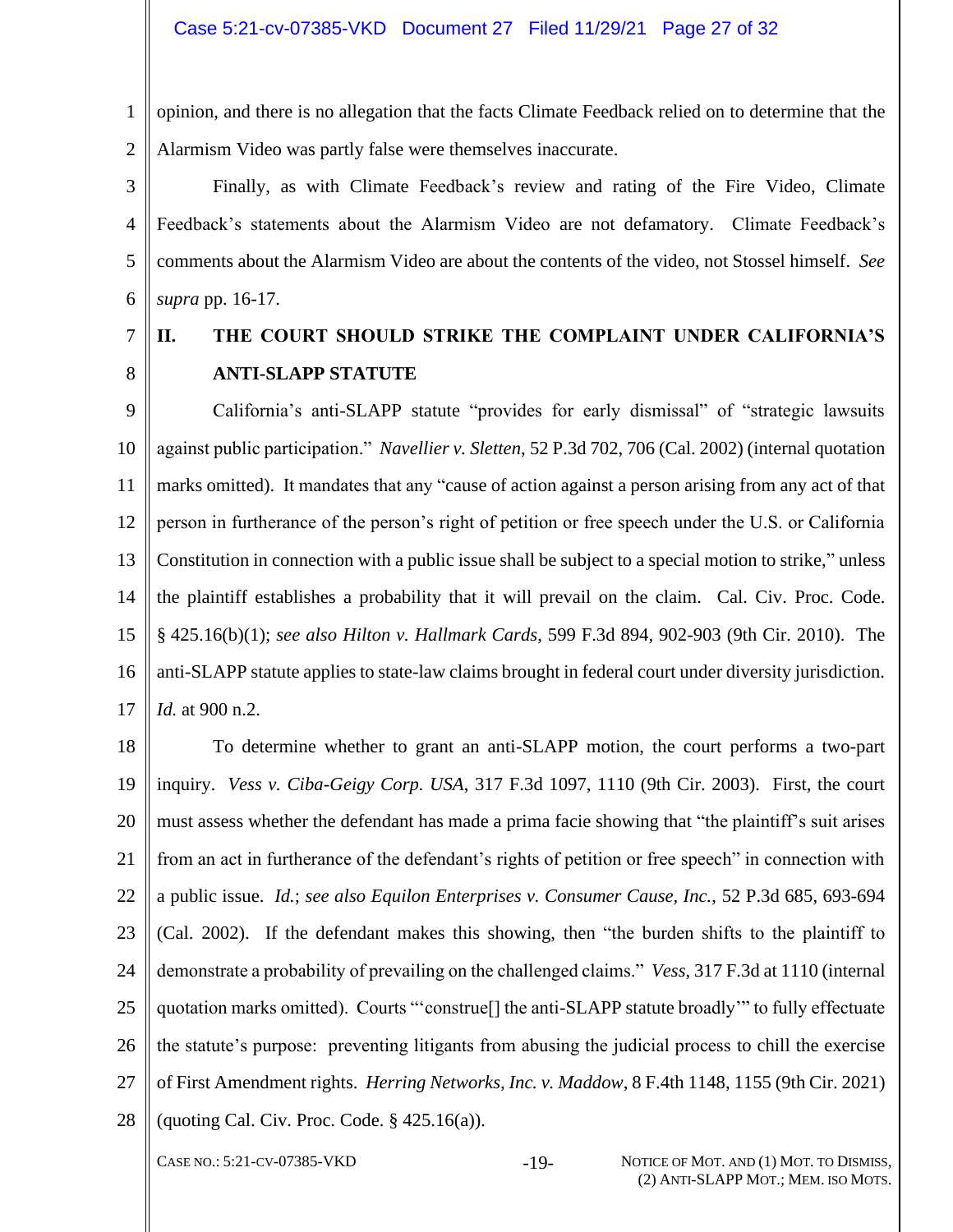opinion, and there is no allegation that the facts Climate Feedback relied on to determine that the Alarmism Video was partly false were themselves inaccurate.

Finally, as with Climate Feedback's review and rating of the Fire Video, Climate Feedback's statements about the Alarmism Video are not defamatory. Climate Feedback's comments about the Alarmism Video are about the contents of the video, not Stossel himself. *See supra* pp. 16-17.

## II. THE COURT SHOULD STRIKE THE COMPLAINT UNDER CALIFORNIA'S ANTI-SLAPP STATUTE

California's anti-SLAPP statute "provides for early dismissal" of "strategic lawsuits against public participation." *Navellier v. Sletten*, 52 P.3d 702, 706 (Cal. 2002) (internal quotation marks omitted). It mandates that any "cause of action against a person arising from any act of that person in furtherance of the person's right of petition or free speech under the U.S. or California Constitution in connection with a public issue shall be subject to a special motion to strike," unless the plaintiff establishes a probability that it will prevail on the claim. Cal. Civ. Proc. Code. § 425.16(b)(1); *see also Hilton v. Hallmark Cards*, 599 F.3d 894, 902-903 (9th Cir. 2010). The anti-SLAPP statute applies to state-law claims brought in federal court under diversity jurisdiction. *Id.* at 900 n.2.

To determine whether to grant an anti-SLAPP motion, the court performs a two-part inquiry. *Vess v. Ciba-Geigy Corp. USA*, 317 F.3d 1097, 1110 (9th Cir. 2003). First, the court must assess whether the defendant has made a prima facie showing that "the plaintiff's suit arises from an act in furtherance of the defendant's rights of petition or free speech" in connection with a public issue. *Id.*; *see also Equilon Enterprises v. Consumer Cause, Inc.*, 52 P.3d 685, 693-694 (Cal. 2002). If the defendant makes this showing, then "the burden shifts to the plaintiff to demonstrate a probability of prevailing on the challenged claims." *Vess*, 317 F.3d at 1110 (internal quotation marks omitted). Courts "'construe[] the anti-SLAPP statute broadly'" to fully effectuate the statute's purpose: preventing litigants from abusing the judicial process to chill the exercise of First Amendment rights. *Herring Networks, Inc. v. Maddow*, 8 F.4th 1148, 1155 (9th Cir. 2021) (quoting Cal. Civ. Proc. Code. § 425.16(a)).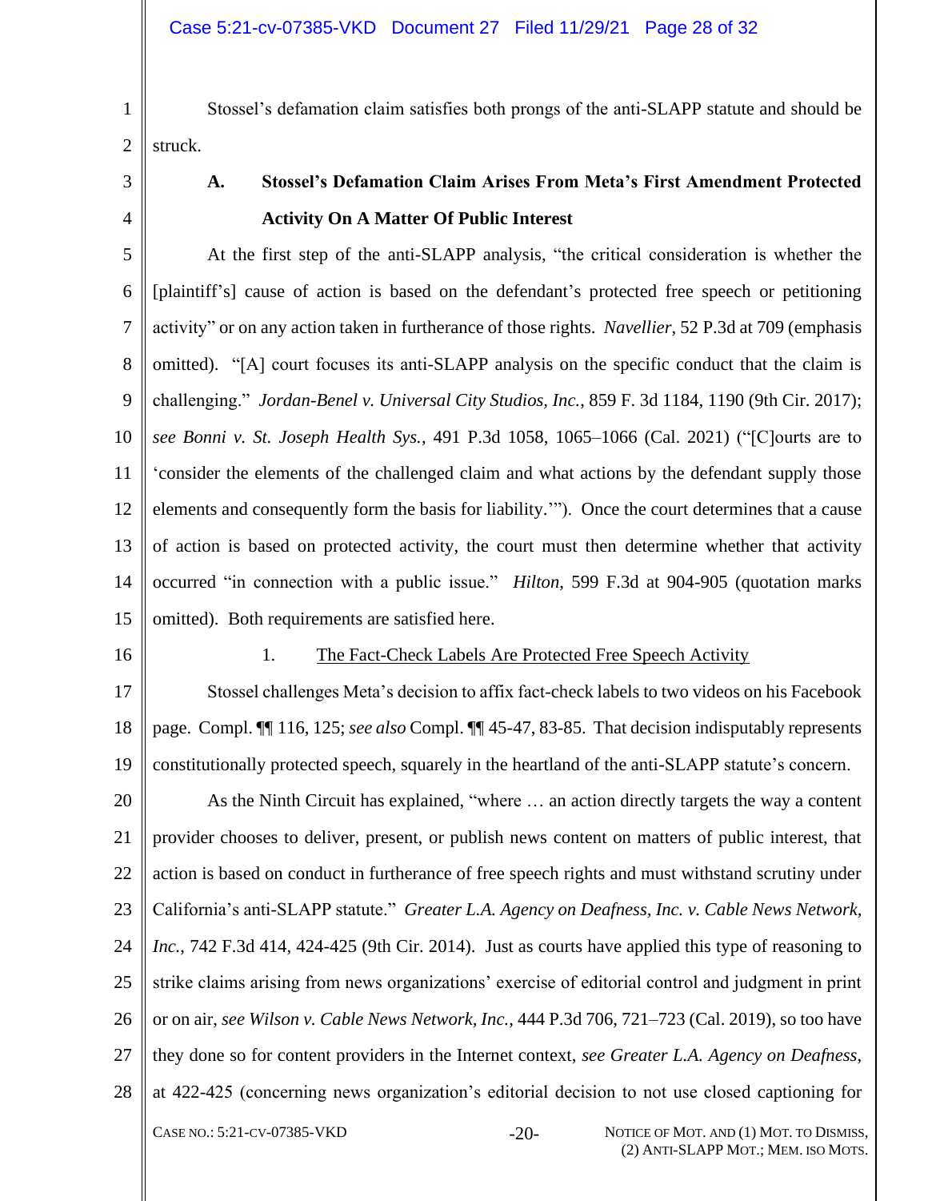Stossel's defamation claim satisfies both prongs of the anti-SLAPP statute and should be struck.

### A. Stossel's Defamation Claim Arises From Meta's First Amendment Protected Activity On A Matter Of Public Interest

At the first step of the anti-SLAPP analysis, "the critical consideration is whether the [plaintiff's] cause of action is based on the defendant's protected free speech or petitioning activity" or on any action taken in furtherance of those rights. *Navellier*, 52 P.3d at 709 (emphasis omitted). "[A] court focuses its anti-SLAPP analysis on the specific conduct that the claim is challenging." *Jordan-Benel v. Universal City Studios, Inc.*, 859 F. 3d 1184, 1190 (9th Cir. 2017); *see Bonni v. St. Joseph Health Sys.*, 491 P.3d 1058, 1065–1066 (Cal. 2021) ("[C]ourts are to 'consider the elements of the challenged claim and what actions by the defendant supply those elements and consequently form the basis for liability.'"). Once the court determines that a cause of action is based on protected activity, the court must then determine whether that activity occurred "in connection with a public issue." *Hilton*, 599 F.3d at 904-905 (quotation marks omitted). Both requirements are satisfied here.

#### 1. <u>The Fact-Check Labels Are Protected Free Speech Activity</u>

Stossel challenges Meta's decision to affix fact-check labels to two videos on his Facebook page. Compl. ¶¶ 116, 125; *see also* Compl. ¶¶ 45-47, 83-85. That decision indisputably represents constitutionally protected speech, squarely in the heartland of the anti-SLAPP statute's concern.

As the Ninth Circuit has explained, "where … an action directly targets the way a content provider chooses to deliver, present, or publish news content on matters of public interest, that action is based on conduct in furtherance of free speech rights and must withstand scrutiny under California's anti-SLAPP statute." *Greater L.A. Agency on Deafness, Inc. v. Cable News Network, Inc.*, 742 F.3d 414, 424-425 (9th Cir. 2014). Just as courts have applied this type of reasoning to strike claims arising from news organizations' exercise of editorial control and judgment in print or on air, *see Wilson v. Cable News Network, Inc.*, 444 P.3d 706, 721–723 (Cal. 2019), so too have they done so for content providers in the Internet context, *see Greater L.A. Agency on Deafness*, at 422-425 (concerning news organization's editorial decision to not use closed captioning for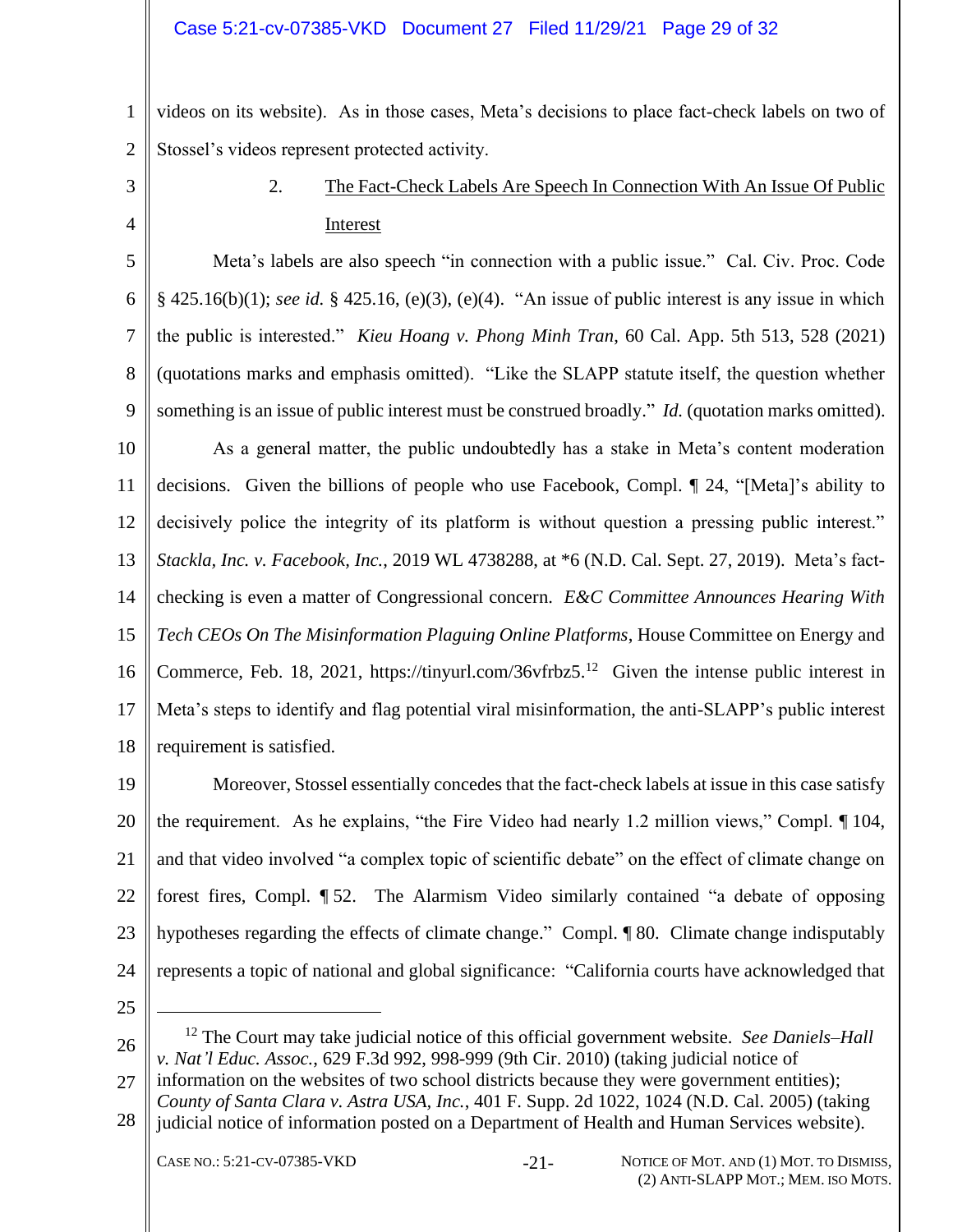videos on its website). As in those cases, Meta's decisions to place fact-check labels on two of Stossel's videos represent protected activity.

2. The Fact-Check Labels Are Speech In Connection With An Issue Of Public Interest

Meta's labels are also speech "in connection with a public issue." Cal. Civ. Proc. Code § 425.16(b)(1); *see id.* § 425.16, (e)(3), (e)(4). "An issue of public interest is any issue in which the public is interested." *Kieu Hoang v. Phong Minh Tran*, 60 Cal. App. 5th 513, 528 (2021) (quotations marks and emphasis omitted). "Like the SLAPP statute itself, the question whether something is an issue of public interest must be construed broadly." *Id.* (quotation marks omitted).

As a general matter, the public undoubtedly has a stake in Meta's content moderation decisions. Given the billions of people who use Facebook, Compl. ¶ 24, "[Meta]'s ability to decisively police the integrity of its platform is without question a pressing public interest." *Stackla, Inc. v. Facebook, Inc.*, 2019 WL 4738288, at *6 (N.D. Cal. Sept. 27, 2019). Meta's fact-checking is even a matter of Congressional concern. *E&C Committee Announces Hearing With Tech CEOs On The Misinformation Plaguing Online Platforms*, House Committee on Energy and Commerce, Feb. 18, 2021, https://tinyurl.com/36vfrbz5.[12] Given the intense public interest in Meta's steps to identify and flag potential viral misinformation, the anti-SLAPP's public interest requirement is satisfied.

Moreover, Stossel essentially concedes that the fact-check labels at issue in this case satisfy the requirement. As he explains, "the Fire Video had nearly 1.2 million views," Compl. ¶ 104, and that video involved "a complex topic of scientific debate" on the effect of climate change on forest fires, Compl. ¶ 52. The Alarmism Video similarly contained "a debate of opposing hypotheses regarding the effects of climate change." Compl. ¶ 80. Climate change indisputably represents a topic of national and global significance: "California courts have acknowledged that

---

[12] The Court may take judicial notice of this official government website. *See Daniels–Hall v. Nat'l Educ. Assoc.*, 629 F.3d 992, 998-999 (9th Cir. 2010) (taking judicial notice of information on the websites of two school districts because they were government entities); *County of Santa Clara v. Astra USA, Inc.*, 401 F. Supp. 2d 1022, 1024 (N.D. Cal. 2005) (taking judicial notice of information posted on a Department of Health and Human Services website).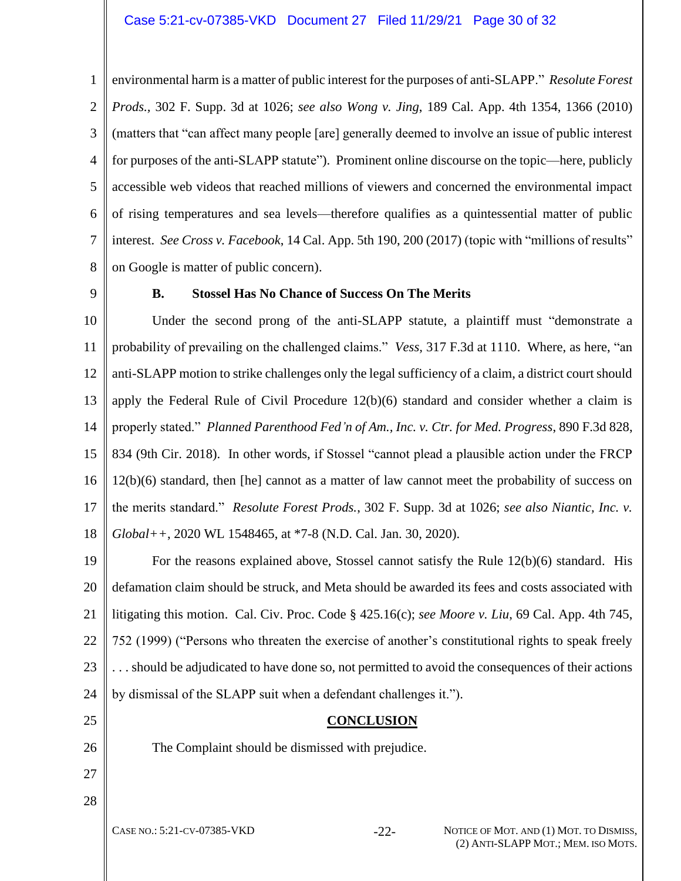environmental harm is a matter of public interest for the purposes of anti-SLAPP." *Resolute Forest Prods.*, 302 F. Supp. 3d at 1026; *see also Wong v. Jing*, 189 Cal. App. 4th 1354, 1366 (2010) (matters that "can affect many people [are] generally deemed to involve an issue of public interest for purposes of the anti-SLAPP statute"). Prominent online discourse on the topic—here, publicly accessible web videos that reached millions of viewers and concerned the environmental impact of rising temperatures and sea levels—therefore qualifies as a quintessential matter of public interest. *See Cross v. Facebook*, 14 Cal. App. 5th 190, 200 (2017) (topic with "millions of results" on Google is matter of public concern).

### B. Stossel Has No Chance of Success On The Merits

Under the second prong of the anti-SLAPP statute, a plaintiff must "demonstrate a probability of prevailing on the challenged claims." *Vess*, 317 F.3d at 1110. Where, as here, "an anti-SLAPP motion to strike challenges only the legal sufficiency of a claim, a district court should apply the Federal Rule of Civil Procedure 12(b)(6) standard and consider whether a claim is properly stated." *Planned Parenthood Fed'n of Am., Inc. v. Ctr. for Med. Progress*, 890 F.3d 828, 834 (9th Cir. 2018). In other words, if Stossel "cannot plead a plausible action under the FRCP 12(b)(6) standard, then [he] cannot as a matter of law cannot meet the probability of success on the merits standard." *Resolute Forest Prods.*, 302 F. Supp. 3d at 1026; *see also Niantic, Inc. v. Global++*, 2020 WL 1548465, at *7-8 (N.D. Cal. Jan. 30, 2020).

For the reasons explained above, Stossel cannot satisfy the Rule 12(b)(6) standard. His defamation claim should be struck, and Meta should be awarded its fees and costs associated with litigating this motion. Cal. Civ. Proc. Code § 425.16(c); *see Moore v. Liu*, 69 Cal. App. 4th 745, 752 (1999) ("Persons who threaten the exercise of another's constitutional rights to speak freely . . . should be adjudicated to have done so, not permitted to avoid the consequences of their actions by dismissal of the SLAPP suit when a defendant challenges it.").

## CONCLUSION

The Complaint should be dismissed with prejudice.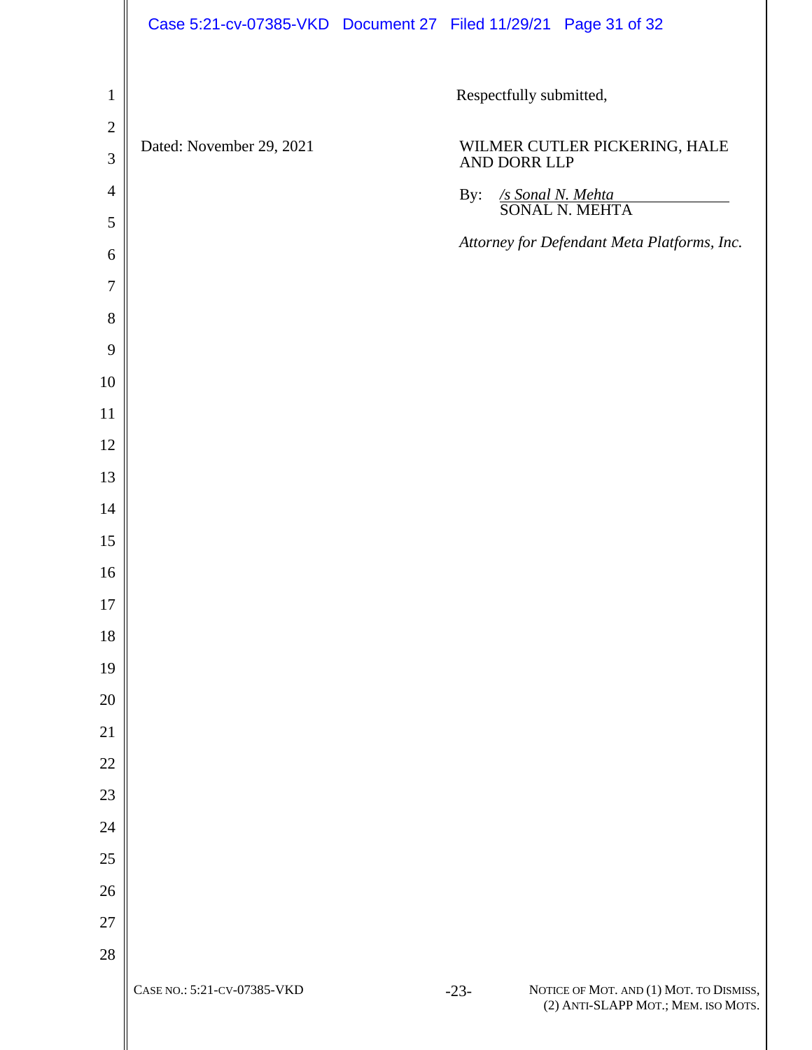Respectfully submitted,

Dated: November 29, 2021

WILMER CUTLER PICKERING, HALE AND DORR LLP

By: */s Sonal N. Mehta*
SONAL N. MEHTA

*Attorney for Defendant Meta Platforms, Inc.*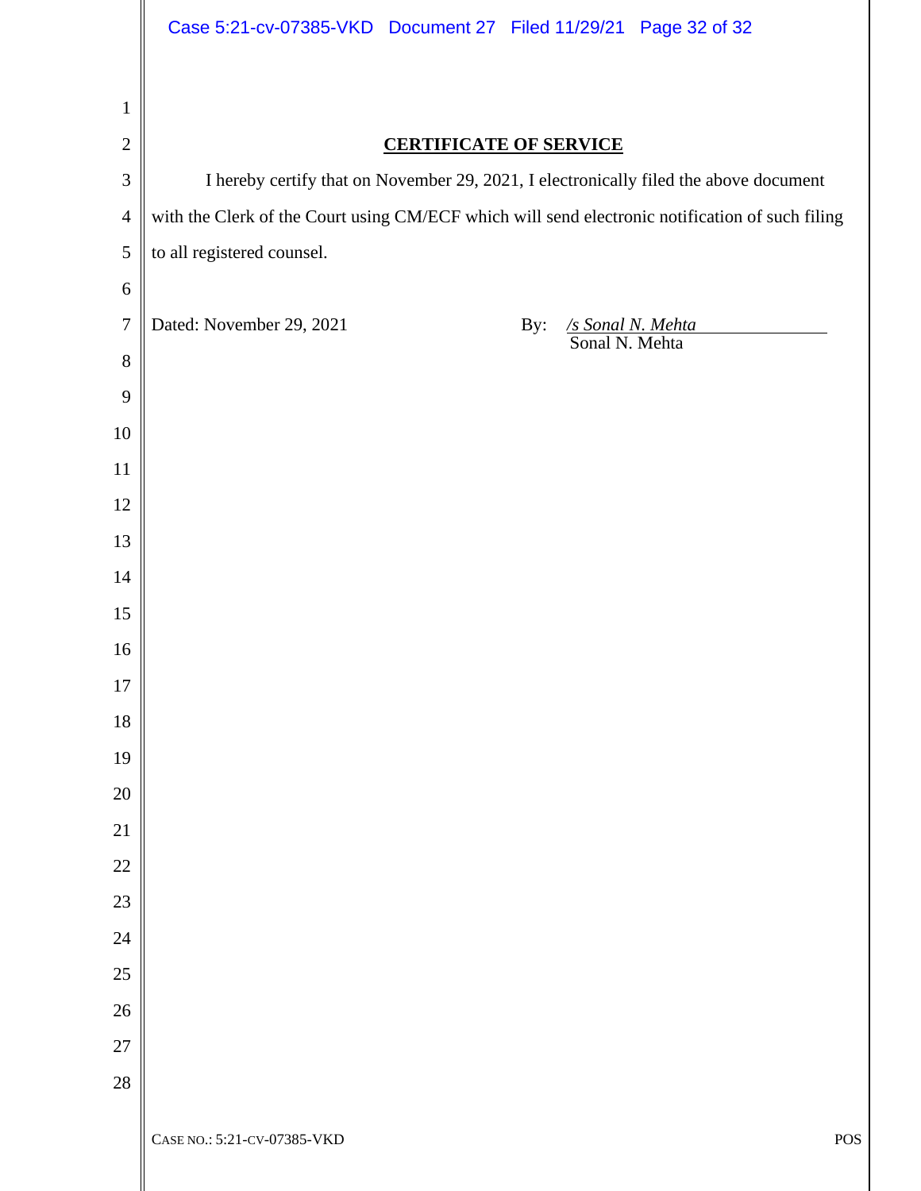## CERTIFICATE OF SERVICE

I hereby certify that on November 29, 2021, I electronically filed the above document with the Clerk of the Court using CM/ECF which will send electronic notification of such filing to all registered counsel.

Dated: November 29, 2021

By: */s Sonal N. Mehta*
Sonal N. Mehta